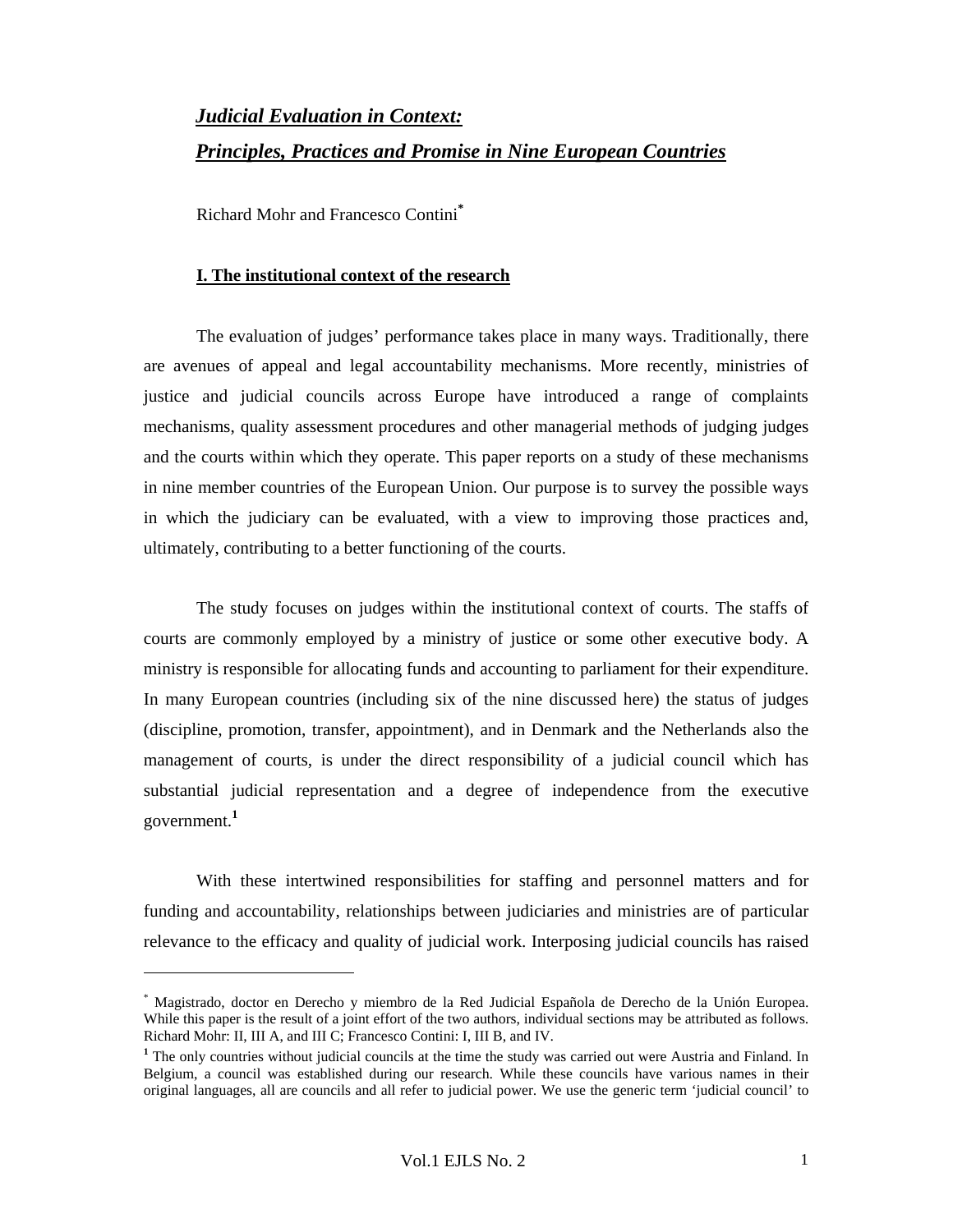# *Judicial Evaluation in Context:*
# *Principles, Practices and Promise in Nine European Countries*

Richard Mohr and Francesco Contini[*]

## I. The institutional context of the research

The evaluation of judges' performance takes place in many ways. Traditionally, there are avenues of appeal and legal accountability mechanisms. More recently, ministries of justice and judicial councils across Europe have introduced a range of complaints mechanisms, quality assessment procedures and other managerial methods of judging judges and the courts within which they operate. This paper reports on a study of these mechanisms in nine member countries of the European Union. Our purpose is to survey the possible ways in which the judiciary can be evaluated, with a view to improving those practices and, ultimately, contributing to a better functioning of the courts.

The study focuses on judges within the institutional context of courts. The staffs of courts are commonly employed by a ministry of justice or some other executive body. A ministry is responsible for allocating funds and accounting to parliament for their expenditure. In many European countries (including six of the nine discussed here) the status of judges (discipline, promotion, transfer, appointment), and in Denmark and the Netherlands also the management of courts, is under the direct responsibility of a judicial council which has substantial judicial representation and a degree of independence from the executive government.[1]

With these intertwined responsibilities for staffing and personnel matters and for funding and accountability, relationships between judiciaries and ministries are of particular relevance to the efficacy and quality of judicial work. Interposing judicial councils has raised

---

[*] Magistrado, doctor en Derecho y miembro de la Red Judicial Española de Derecho de la Unión Europea. While this paper is the result of a joint effort of the two authors, individual sections may be attributed as follows. Richard Mohr: II, III A, and III C; Francesco Contini: I, III B, and IV.

[1] The only countries without judicial councils at the time the study was carried out were Austria and Finland. In Belgium, a council was established during our research. While these councils have various names in their original languages, all are councils and all refer to judicial power. We use the generic term 'judicial council' to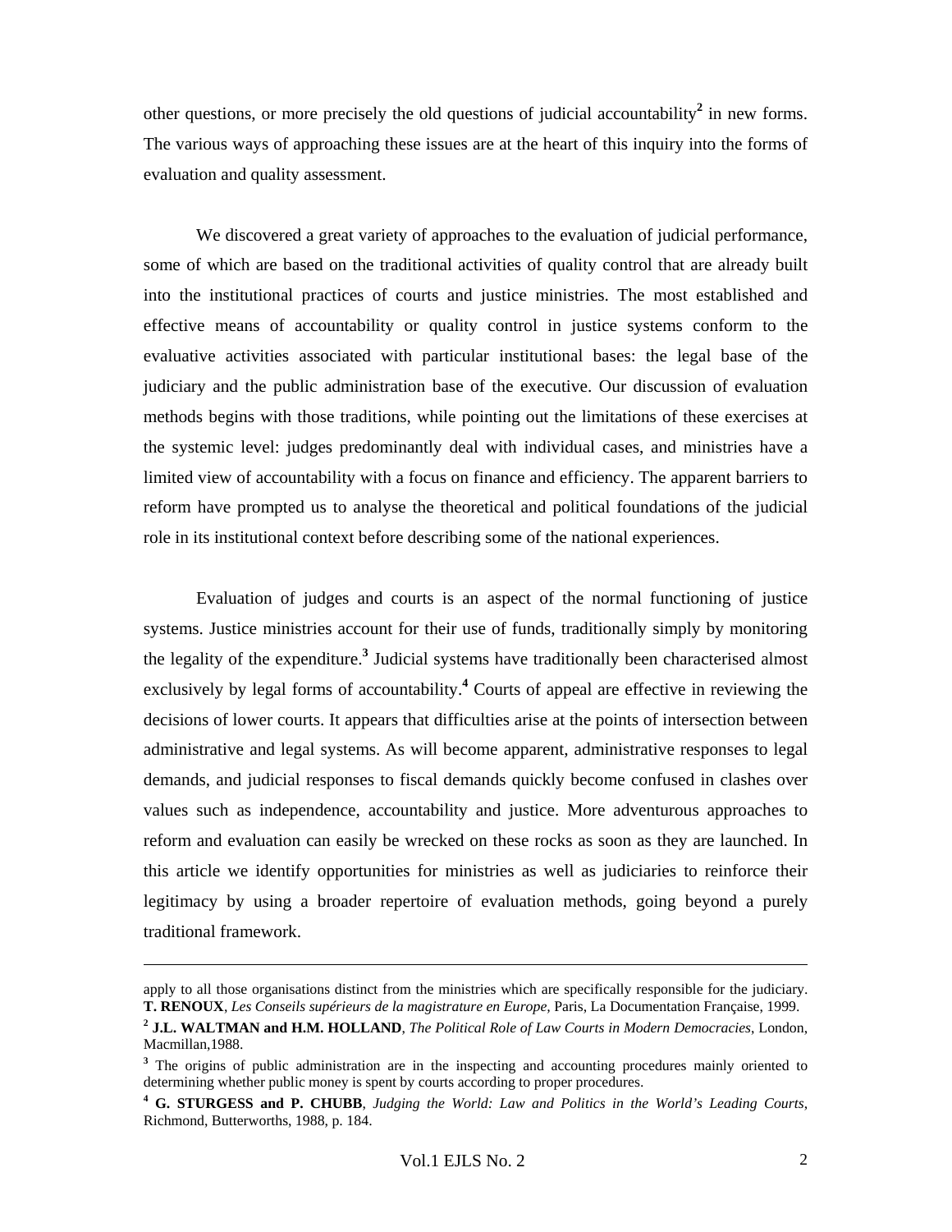other questions, or more precisely the old questions of judicial accountability[2] in new forms. The various ways of approaching these issues are at the heart of this inquiry into the forms of evaluation and quality assessment.

We discovered a great variety of approaches to the evaluation of judicial performance, some of which are based on the traditional activities of quality control that are already built into the institutional practices of courts and justice ministries. The most established and effective means of accountability or quality control in justice systems conform to the evaluative activities associated with particular institutional bases: the legal base of the judiciary and the public administration base of the executive. Our discussion of evaluation methods begins with those traditions, while pointing out the limitations of these exercises at the systemic level: judges predominantly deal with individual cases, and ministries have a limited view of accountability with a focus on finance and efficiency. The apparent barriers to reform have prompted us to analyse the theoretical and political foundations of the judicial role in its institutional context before describing some of the national experiences.

Evaluation of judges and courts is an aspect of the normal functioning of justice systems. Justice ministries account for their use of funds, traditionally simply by monitoring the legality of the expenditure.[3] Judicial systems have traditionally been characterised almost exclusively by legal forms of accountability.[4] Courts of appeal are effective in reviewing the decisions of lower courts. It appears that difficulties arise at the points of intersection between administrative and legal systems. As will become apparent, administrative responses to legal demands, and judicial responses to fiscal demands quickly become confused in clashes over values such as independence, accountability and justice. More adventurous approaches to reform and evaluation can easily be wrecked on these rocks as soon as they are launched. In this article we identify opportunities for ministries as well as judiciaries to reinforce their legitimacy by using a broader repertoire of evaluation methods, going beyond a purely traditional framework.

---

apply to all those organisations distinct from the ministries which are specifically responsible for the judiciary. **T. RENOUX**, *Les Conseils supérieurs de la magistrature en Europe*, Paris, La Documentation Française, 1999.

[2] **J.L. WALTMAN and H.M. HOLLAND**, *The Political Role of Law Courts in Modern Democracies*, London, Macmillan,1988.

[3] The origins of public administration are in the inspecting and accounting procedures mainly oriented to determining whether public money is spent by courts according to proper procedures.

[4] **G. STURGESS and P. CHUBB**, *Judging the World: Law and Politics in the World's Leading Courts*, Richmond, Butterworths, 1988, p. 184.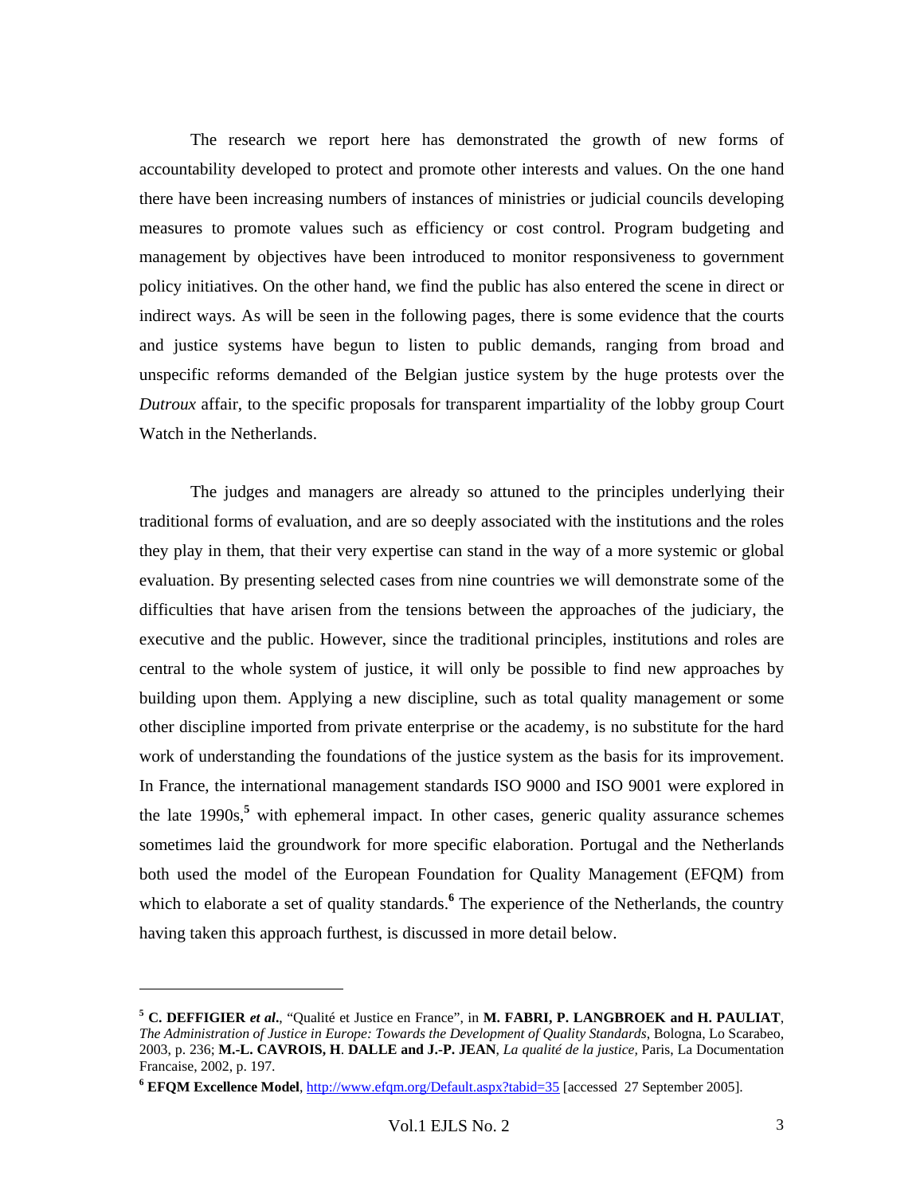The research we report here has demonstrated the growth of new forms of accountability developed to protect and promote other interests and values. On the one hand there have been increasing numbers of instances of ministries or judicial councils developing measures to promote values such as efficiency or cost control. Program budgeting and management by objectives have been introduced to monitor responsiveness to government policy initiatives. On the other hand, we find the public has also entered the scene in direct or indirect ways. As will be seen in the following pages, there is some evidence that the courts and justice systems have begun to listen to public demands, ranging from broad and unspecific reforms demanded of the Belgian justice system by the huge protests over the *Dutroux* affair, to the specific proposals for transparent impartiality of the lobby group Court Watch in the Netherlands.

The judges and managers are already so attuned to the principles underlying their traditional forms of evaluation, and are so deeply associated with the institutions and the roles they play in them, that their very expertise can stand in the way of a more systemic or global evaluation. By presenting selected cases from nine countries we will demonstrate some of the difficulties that have arisen from the tensions between the approaches of the judiciary, the executive and the public. However, since the traditional principles, institutions and roles are central to the whole system of justice, it will only be possible to find new approaches by building upon them. Applying a new discipline, such as total quality management or some other discipline imported from private enterprise or the academy, is no substitute for the hard work of understanding the foundations of the justice system as the basis for its improvement. In France, the international management standards ISO 9000 and ISO 9001 were explored in the late 1990s,[5] with ephemeral impact. In other cases, generic quality assurance schemes sometimes laid the groundwork for more specific elaboration. Portugal and the Netherlands both used the model of the European Foundation for Quality Management (EFQM) from which to elaborate a set of quality standards.[6] The experience of the Netherlands, the country having taken this approach furthest, is discussed in more detail below.

---

[5] **C. DEFFIGIER *et al*.**, "Qualité et Justice en France", in **M. FABRI, P. LANGBROEK and H. PAULIAT**, *The Administration of Justice in Europe: Towards the Development of Quality Standards*, Bologna, Lo Scarabeo, 2003, p. 236; **M.-L. CAVROIS, H**. **DALLE and J.-P. JEAN**, *La qualité de la justice*, Paris, La Documentation Francaise, 2002, p. 197.

[6] **EFQM Excellence Model**, http://www.efqm.org/Default.aspx?tabid=35 [accessed 27 September 2005].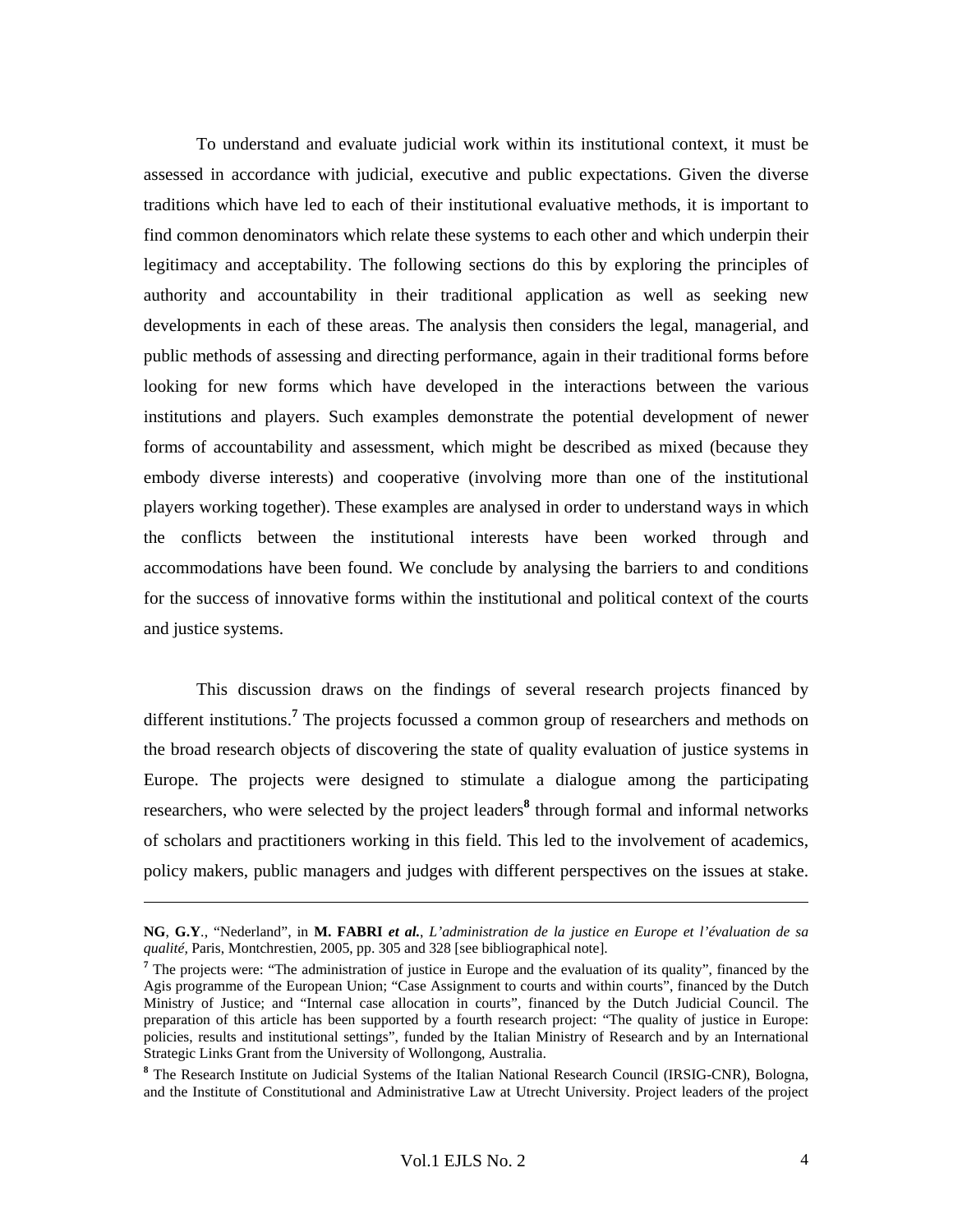To understand and evaluate judicial work within its institutional context, it must be assessed in accordance with judicial, executive and public expectations. Given the diverse traditions which have led to each of their institutional evaluative methods, it is important to find common denominators which relate these systems to each other and which underpin their legitimacy and acceptability. The following sections do this by exploring the principles of authority and accountability in their traditional application as well as seeking new developments in each of these areas. The analysis then considers the legal, managerial, and public methods of assessing and directing performance, again in their traditional forms before looking for new forms which have developed in the interactions between the various institutions and players. Such examples demonstrate the potential development of newer forms of accountability and assessment, which might be described as mixed (because they embody diverse interests) and cooperative (involving more than one of the institutional players working together). These examples are analysed in order to understand ways in which the conflicts between the institutional interests have been worked through and accommodations have been found. We conclude by analysing the barriers to and conditions for the success of innovative forms within the institutional and political context of the courts and justice systems.

This discussion draws on the findings of several research projects financed by different institutions.[7] The projects focussed a common group of researchers and methods on the broad research objects of discovering the state of quality evaluation of justice systems in Europe. The projects were designed to stimulate a dialogue among the participating researchers, who were selected by the project leaders[8] through formal and informal networks of scholars and practitioners working in this field. This led to the involvement of academics, policy makers, public managers and judges with different perspectives on the issues at stake.

---

**NG**, **G.Y**., "Nederland", in **M. FABRI** ***et al.***, *L'administration de la justice en Europe et l'évaluation de sa qualité*, Paris, Montchrestien, 2005, pp. 305 and 328 [see bibliographical note].

[7] The projects were: "The administration of justice in Europe and the evaluation of its quality", financed by the Agis programme of the European Union; "Case Assignment to courts and within courts", financed by the Dutch Ministry of Justice; and "Internal case allocation in courts", financed by the Dutch Judicial Council. The preparation of this article has been supported by a fourth research project: "The quality of justice in Europe: policies, results and institutional settings", funded by the Italian Ministry of Research and by an International Strategic Links Grant from the University of Wollongong, Australia.

[8] The Research Institute on Judicial Systems of the Italian National Research Council (IRSIG-CNR), Bologna, and the Institute of Constitutional and Administrative Law at Utrecht University. Project leaders of the project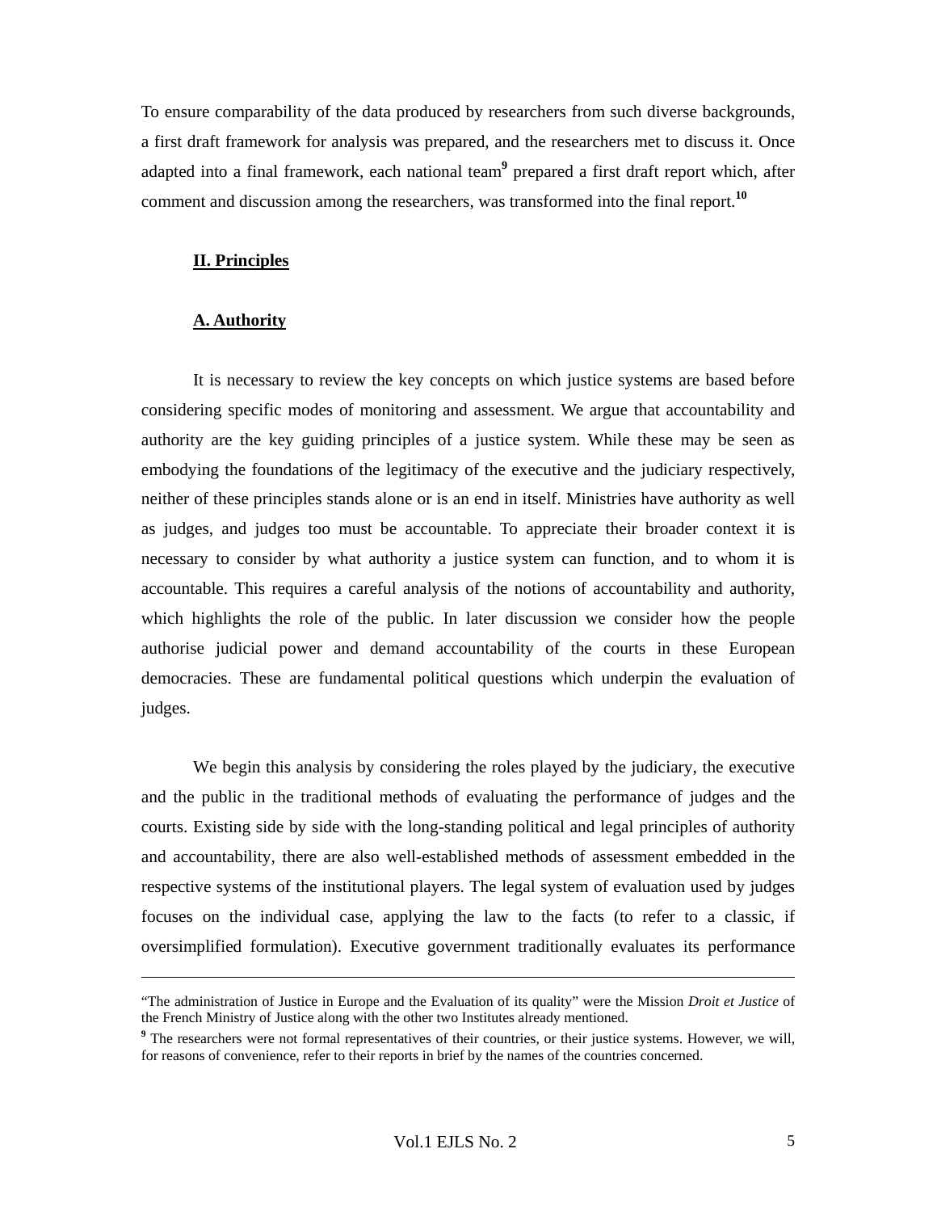To ensure comparability of the data produced by researchers from such diverse backgrounds, a first draft framework for analysis was prepared, and the researchers met to discuss it. Once adapted into a final framework, each national team[9] prepared a first draft report which, after comment and discussion among the researchers, was transformed into the final report.[10]

## II. Principles

### A. Authority

It is necessary to review the key concepts on which justice systems are based before considering specific modes of monitoring and assessment. We argue that accountability and authority are the key guiding principles of a justice system. While these may be seen as embodying the foundations of the legitimacy of the executive and the judiciary respectively, neither of these principles stands alone or is an end in itself. Ministries have authority as well as judges, and judges too must be accountable. To appreciate their broader context it is necessary to consider by what authority a justice system can function, and to whom it is accountable. This requires a careful analysis of the notions of accountability and authority, which highlights the role of the public. In later discussion we consider how the people authorise judicial power and demand accountability of the courts in these European democracies. These are fundamental political questions which underpin the evaluation of judges.

We begin this analysis by considering the roles played by the judiciary, the executive and the public in the traditional methods of evaluating the performance of judges and the courts. Existing side by side with the long-standing political and legal principles of authority and accountability, there are also well-established methods of assessment embedded in the respective systems of the institutional players. The legal system of evaluation used by judges focuses on the individual case, applying the law to the facts (to refer to a classic, if oversimplified formulation). Executive government traditionally evaluates its performance

---

"The administration of Justice in Europe and the Evaluation of its quality" were the Mission *Droit et Justice* of the French Ministry of Justice along with the other two Institutes already mentioned.

[9] The researchers were not formal representatives of their countries, or their justice systems. However, we will, for reasons of convenience, refer to their reports in brief by the names of the countries concerned.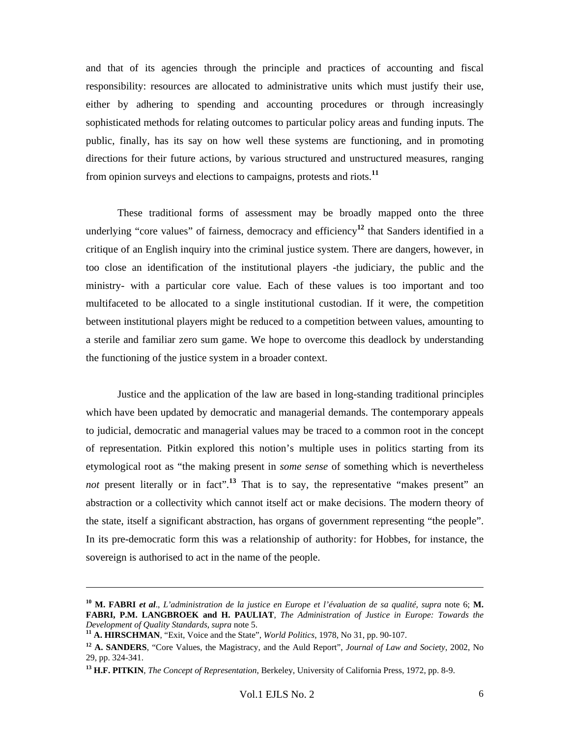and that of its agencies through the principle and practices of accounting and fiscal responsibility: resources are allocated to administrative units which must justify their use, either by adhering to spending and accounting procedures or through increasingly sophisticated methods for relating outcomes to particular policy areas and funding inputs. The public, finally, has its say on how well these systems are functioning, and in promoting directions for their future actions, by various structured and unstructured measures, ranging from opinion surveys and elections to campaigns, protests and riots.[11]

These traditional forms of assessment may be broadly mapped onto the three underlying "core values" of fairness, democracy and efficiency[12] that Sanders identified in a critique of an English inquiry into the criminal justice system. There are dangers, however, in too close an identification of the institutional players -the judiciary, the public and the ministry- with a particular core value. Each of these values is too important and too multifaceted to be allocated to a single institutional custodian. If it were, the competition between institutional players might be reduced to a competition between values, amounting to a sterile and familiar zero sum game. We hope to overcome this deadlock by understanding the functioning of the justice system in a broader context.

Justice and the application of the law are based in long-standing traditional principles which have been updated by democratic and managerial demands. The contemporary appeals to judicial, democratic and managerial values may be traced to a common root in the concept of representation. Pitkin explored this notion's multiple uses in politics starting from its etymological root as "the making present in *some sense* of something which is nevertheless *not* present literally or in fact".[13] That is to say, the representative "makes present" an abstraction or a collectivity which cannot itself act or make decisions. The modern theory of the state, itself a significant abstraction, has organs of government representing "the people". In its pre-democratic form this was a relationship of authority: for Hobbes, for instance, the sovereign is authorised to act in the name of the people.

---

[10] **M. FABRI *et al*.**, *L'administration de la justice en Europe et l'évaluation de sa qualité*, *supra* note 6; **M. FABRI, P.M. LANGBROEK and H. PAULIAT**, *The Administration of Justice in Europe: Towards the Development of Quality Standards*, *supra* note 5.

[11] **A. HIRSCHMAN**, "Exit, Voice and the State", *World Politics*, 1978, No 31, pp. 90-107.

[12] **A. SANDERS**, "Core Values, the Magistracy, and the Auld Report", *Journal of Law and Society*, 2002, No 29, pp. 324-341.

[13] **H.F. PITKIN**, *The Concept of Representation*, Berkeley, University of California Press, 1972, pp. 8-9.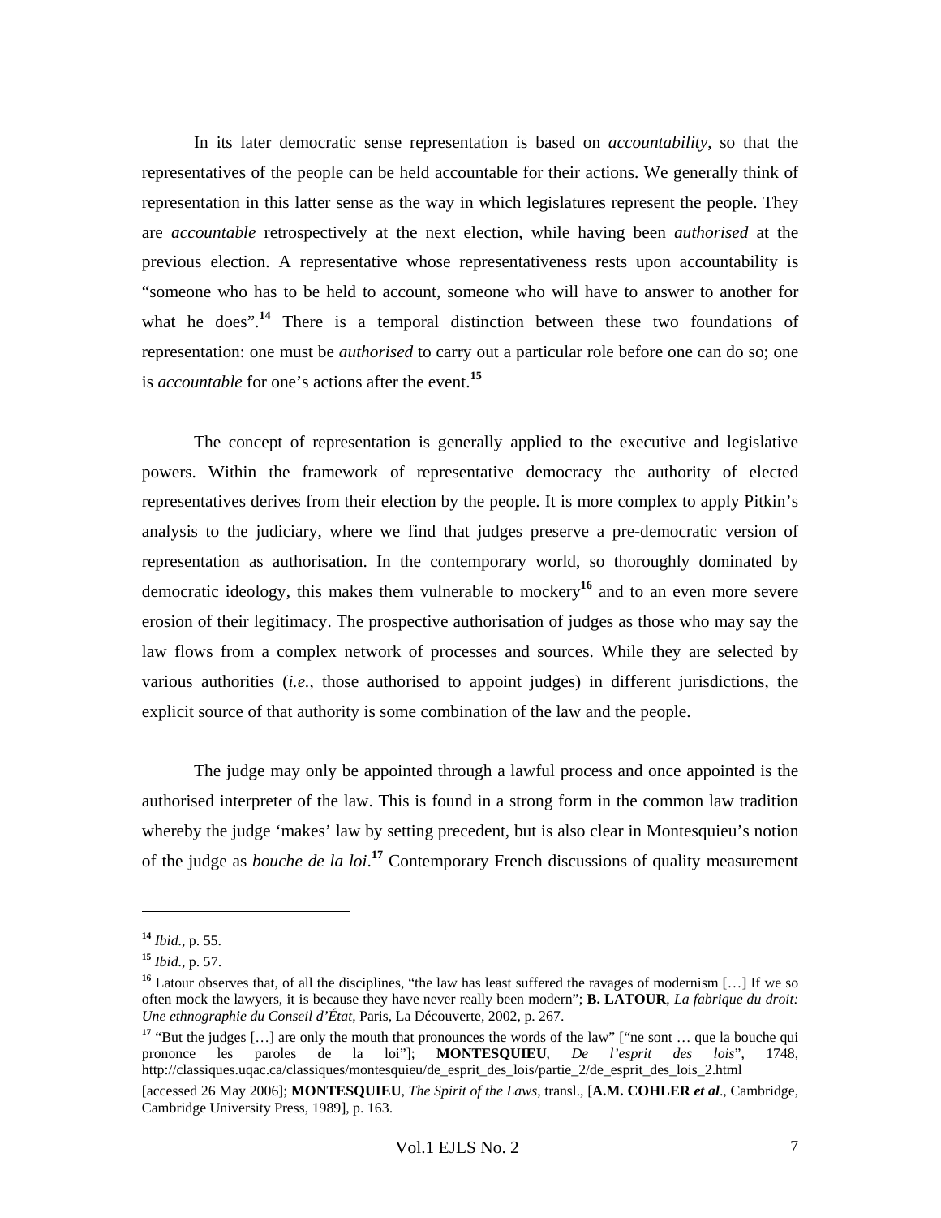In its later democratic sense representation is based on *accountability*, so that the representatives of the people can be held accountable for their actions. We generally think of representation in this latter sense as the way in which legislatures represent the people. They are *accountable* retrospectively at the next election, while having been *authorised* at the previous election. A representative whose representativeness rests upon accountability is "someone who has to be held to account, someone who will have to answer to another for what he does".[14] There is a temporal distinction between these two foundations of representation: one must be *authorised* to carry out a particular role before one can do so; one is *accountable* for one's actions after the event.[15]

The concept of representation is generally applied to the executive and legislative powers. Within the framework of representative democracy the authority of elected representatives derives from their election by the people. It is more complex to apply Pitkin's analysis to the judiciary, where we find that judges preserve a pre-democratic version of representation as authorisation. In the contemporary world, so thoroughly dominated by democratic ideology, this makes them vulnerable to mockery[16] and to an even more severe erosion of their legitimacy. The prospective authorisation of judges as those who may say the law flows from a complex network of processes and sources. While they are selected by various authorities (*i.e.*, those authorised to appoint judges) in different jurisdictions, the explicit source of that authority is some combination of the law and the people.

The judge may only be appointed through a lawful process and once appointed is the authorised interpreter of the law. This is found in a strong form in the common law tradition whereby the judge 'makes' law by setting precedent, but is also clear in Montesquieu's notion of the judge as *bouche de la loi*.[17] Contemporary French discussions of quality measurement

---

[14] *Ibid.*, p. 55.

[15] *Ibid.*, p. 57.

[16] Latour observes that, of all the disciplines, "the law has least suffered the ravages of modernism […] If we so often mock the lawyers, it is because they have never really been modern"; **B. LATOUR**, *La fabrique du droit: Une ethnographie du Conseil d'État*, Paris, La Découverte, 2002, p. 267.

[17] "But the judges […] are only the mouth that pronounces the words of the law" ["ne sont … que la bouche qui prononce les paroles de la loi"]; **MONTESQUIEU**, *De l'esprit des lois*", 1748, http://classiques.uqac.ca/classiques/montesquieu/de_esprit_des_lois/partie_2/de_esprit_des_lois_2.html [accessed 26 May 2006]; **MONTESQUIEU**, *The Spirit of the Laws*, transl., [**A.M. COHLER *et al***., Cambridge, Cambridge University Press, 1989], p. 163.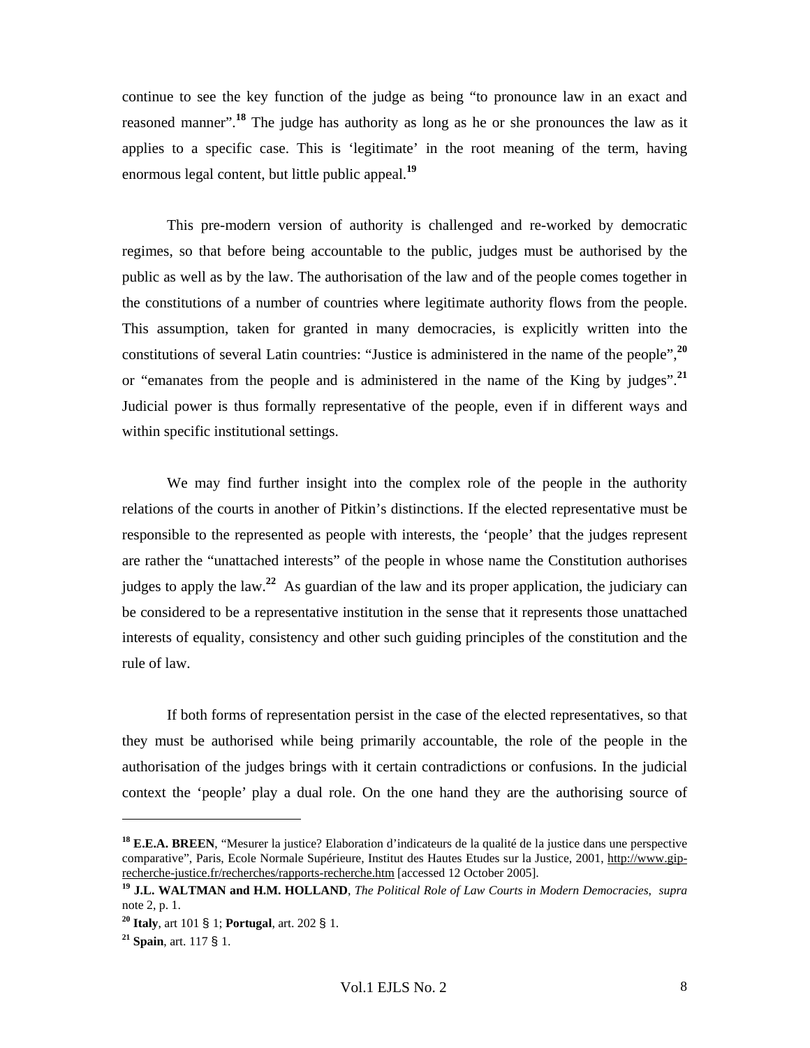continue to see the key function of the judge as being "to pronounce law in an exact and reasoned manner".[18] The judge has authority as long as he or she pronounces the law as it applies to a specific case. This is 'legitimate' in the root meaning of the term, having enormous legal content, but little public appeal.[19]

This pre-modern version of authority is challenged and re-worked by democratic regimes, so that before being accountable to the public, judges must be authorised by the public as well as by the law. The authorisation of the law and of the people comes together in the constitutions of a number of countries where legitimate authority flows from the people. This assumption, taken for granted in many democracies, is explicitly written into the constitutions of several Latin countries: "Justice is administered in the name of the people",[20] or "emanates from the people and is administered in the name of the King by judges".[21] Judicial power is thus formally representative of the people, even if in different ways and within specific institutional settings.

We may find further insight into the complex role of the people in the authority relations of the courts in another of Pitkin's distinctions. If the elected representative must be responsible to the represented as people with interests, the 'people' that the judges represent are rather the "unattached interests" of the people in whose name the Constitution authorises judges to apply the law.[22] As guardian of the law and its proper application, the judiciary can be considered to be a representative institution in the sense that it represents those unattached interests of equality, consistency and other such guiding principles of the constitution and the rule of law.

If both forms of representation persist in the case of the elected representatives, so that they must be authorised while being primarily accountable, the role of the people in the authorisation of the judges brings with it certain contradictions or confusions. In the judicial context the 'people' play a dual role. On the one hand they are the authorising source of

---

[18] **E.E.A. BREEN**, "Mesurer la justice? Elaboration d'indicateurs de la qualité de la justice dans une perspective comparative", Paris, Ecole Normale Supérieure, Institut des Hautes Etudes sur la Justice, 2001, http://www.gip-recherche-justice.fr/recherches/rapports-recherche.htm [accessed 12 October 2005].

[19] **J.L. WALTMAN and H.M. HOLLAND**, *The Political Role of Law Courts in Modern Democracies, supra* note 2, p. 1.

[20] **Italy**, art 101 § 1; **Portugal**, art. 202 § 1.

[21] **Spain**, art. 117 § 1.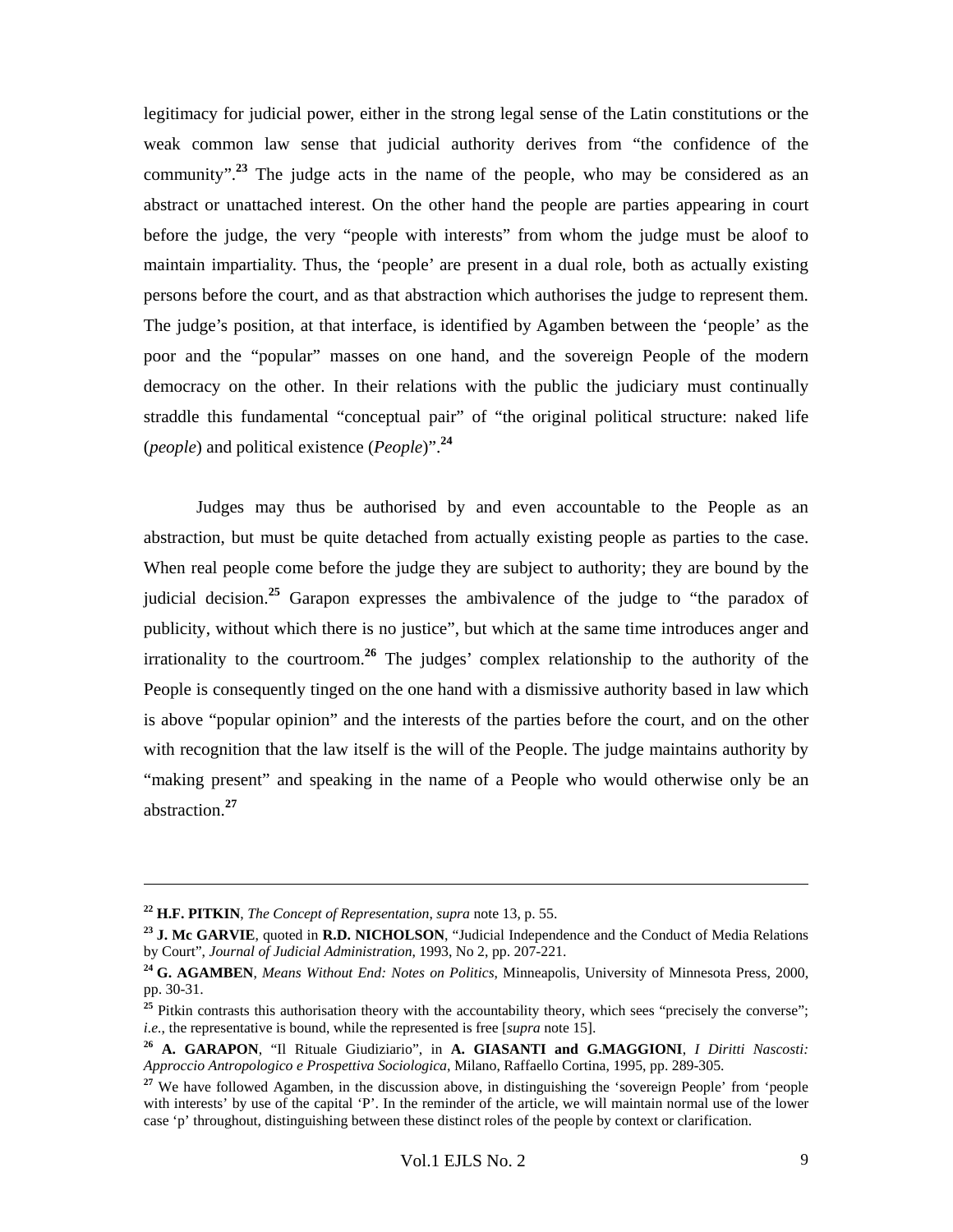legitimacy for judicial power, either in the strong legal sense of the Latin constitutions or the weak common law sense that judicial authority derives from "the confidence of the community".[23] The judge acts in the name of the people, who may be considered as an abstract or unattached interest. On the other hand the people are parties appearing in court before the judge, the very "people with interests" from whom the judge must be aloof to maintain impartiality. Thus, the 'people' are present in a dual role, both as actually existing persons before the court, and as that abstraction which authorises the judge to represent them. The judge's position, at that interface, is identified by Agamben between the 'people' as the poor and the "popular" masses on one hand, and the sovereign People of the modern democracy on the other. In their relations with the public the judiciary must continually straddle this fundamental "conceptual pair" of "the original political structure: naked life (*people*) and political existence (*People*)".[24]

Judges may thus be authorised by and even accountable to the People as an abstraction, but must be quite detached from actually existing people as parties to the case. When real people come before the judge they are subject to authority; they are bound by the judicial decision.[25] Garapon expresses the ambivalence of the judge to "the paradox of publicity, without which there is no justice", but which at the same time introduces anger and irrationality to the courtroom.[26] The judges' complex relationship to the authority of the People is consequently tinged on the one hand with a dismissive authority based in law which is above "popular opinion" and the interests of the parties before the court, and on the other with recognition that the law itself is the will of the People. The judge maintains authority by "making present" and speaking in the name of a People who would otherwise only be an abstraction.[27]

---

[22] **H.F. PITKIN**, *The Concept of Representation*, *supra* note 13, p. 55.

[23] **J. Mc GARVIE**, quoted in **R.D. NICHOLSON**, "Judicial Independence and the Conduct of Media Relations by Court", *Journal of Judicial Administration*, 1993, No 2, pp. 207-221.

[24] **G. AGAMBEN**, *Means Without End: Notes on Politics*, Minneapolis, University of Minnesota Press, 2000, pp. 30-31.

[25] Pitkin contrasts this authorisation theory with the accountability theory, which sees "precisely the converse"; *i.e.*, the representative is bound, while the represented is free [*supra* note 15].

[26] **A. GARAPON**, "Il Rituale Giudiziario", in **A. GIASANTI and G.MAGGIONI**, *I Diritti Nascosti: Approccio Antropologico e Prospettiva Sociologica*, Milano, Raffaello Cortina, 1995, pp. 289-305.

[27] We have followed Agamben, in the discussion above, in distinguishing the 'sovereign People' from 'people with interests' by use of the capital 'P'. In the reminder of the article, we will maintain normal use of the lower case 'p' throughout, distinguishing between these distinct roles of the people by context or clarification.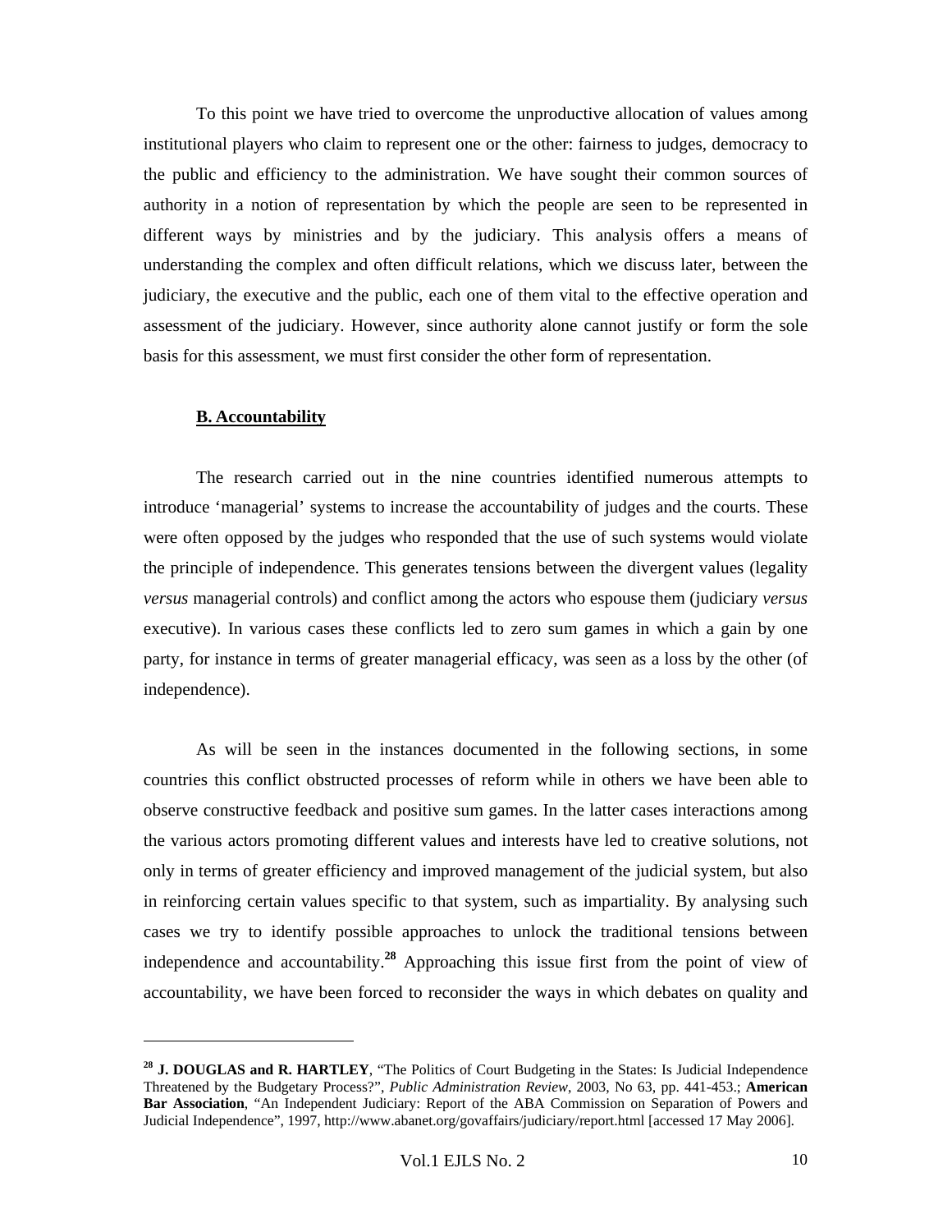To this point we have tried to overcome the unproductive allocation of values among institutional players who claim to represent one or the other: fairness to judges, democracy to the public and efficiency to the administration. We have sought their common sources of authority in a notion of representation by which the people are seen to be represented in different ways by ministries and by the judiciary. This analysis offers a means of understanding the complex and often difficult relations, which we discuss later, between the judiciary, the executive and the public, each one of them vital to the effective operation and assessment of the judiciary. However, since authority alone cannot justify or form the sole basis for this assessment, we must first consider the other form of representation.

### B. Accountability

The research carried out in the nine countries identified numerous attempts to introduce 'managerial' systems to increase the accountability of judges and the courts. These were often opposed by the judges who responded that the use of such systems would violate the principle of independence. This generates tensions between the divergent values (legality *versus* managerial controls) and conflict among the actors who espouse them (judiciary *versus* executive). In various cases these conflicts led to zero sum games in which a gain by one party, for instance in terms of greater managerial efficacy, was seen as a loss by the other (of independence).

As will be seen in the instances documented in the following sections, in some countries this conflict obstructed processes of reform while in others we have been able to observe constructive feedback and positive sum games. In the latter cases interactions among the various actors promoting different values and interests have led to creative solutions, not only in terms of greater efficiency and improved management of the judicial system, but also in reinforcing certain values specific to that system, such as impartiality. By analysing such cases we try to identify possible approaches to unlock the traditional tensions between independence and accountability.[28] Approaching this issue first from the point of view of accountability, we have been forced to reconsider the ways in which debates on quality and

---

[28] **J. DOUGLAS and R. HARTLEY**, "The Politics of Court Budgeting in the States: Is Judicial Independence Threatened by the Budgetary Process?", *Public Administration Review*, 2003, No 63, pp. 441-453.; **American Bar Association**, "An Independent Judiciary: Report of the ABA Commission on Separation of Powers and Judicial Independence", 1997, http://www.abanet.org/govaffairs/judiciary/report.html [accessed 17 May 2006].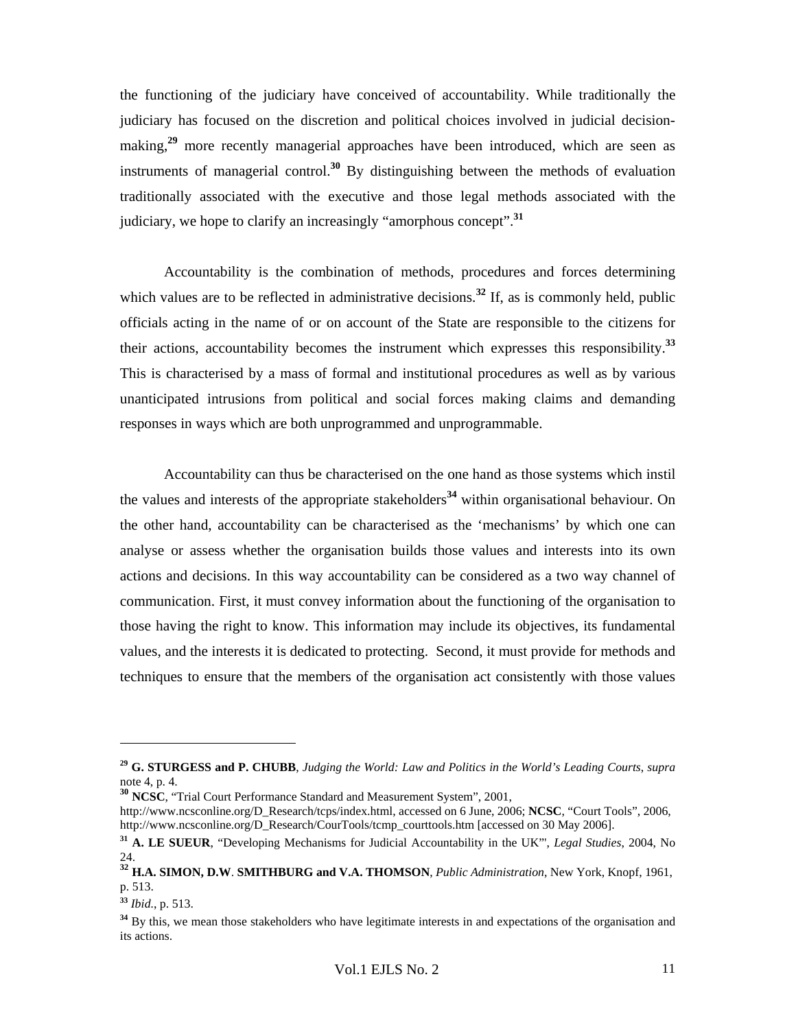the functioning of the judiciary have conceived of accountability. While traditionally the judiciary has focused on the discretion and political choices involved in judicial decision-making,[29] more recently managerial approaches have been introduced, which are seen as instruments of managerial control.[30] By distinguishing between the methods of evaluation traditionally associated with the executive and those legal methods associated with the judiciary, we hope to clarify an increasingly "amorphous concept".[31]

Accountability is the combination of methods, procedures and forces determining which values are to be reflected in administrative decisions.[32] If, as is commonly held, public officials acting in the name of or on account of the State are responsible to the citizens for their actions, accountability becomes the instrument which expresses this responsibility.[33] This is characterised by a mass of formal and institutional procedures as well as by various unanticipated intrusions from political and social forces making claims and demanding responses in ways which are both unprogrammed and unprogrammable.

Accountability can thus be characterised on the one hand as those systems which instil the values and interests of the appropriate stakeholders[34] within organisational behaviour. On the other hand, accountability can be characterised as the 'mechanisms' by which one can analyse or assess whether the organisation builds those values and interests into its own actions and decisions. In this way accountability can be considered as a two way channel of communication. First, it must convey information about the functioning of the organisation to those having the right to know. This information may include its objectives, its fundamental values, and the interests it is dedicated to protecting. Second, it must provide for methods and techniques to ensure that the members of the organisation act consistently with those values

---

[29] **G. STURGESS and P. CHUBB**, *Judging the World: Law and Politics in the World's Leading Courts*, *supra* note 4, p. 4.

[30] **NCSC**, "Trial Court Performance Standard and Measurement System", 2001, http://www.ncsconline.org/D_Research/tcps/index.html, accessed on 6 June, 2006; **NCSC**, "Court Tools", 2006, http://www.ncsconline.org/D_Research/CourTools/tcmp_courttools.htm [accessed on 30 May 2006].

[31] **A. LE SUEUR**, "Developing Mechanisms for Judicial Accountability in the UK"', *Legal Studies*, 2004, No 24.

[32] **H.A. SIMON, D.W. SMITHBURG and V.A. THOMSON**, *Public Administration*, New York, Knopf, 1961, p. 513.

[33] *Ibid.*, p. 513.

[34] By this, we mean those stakeholders who have legitimate interests in and expectations of the organisation and its actions.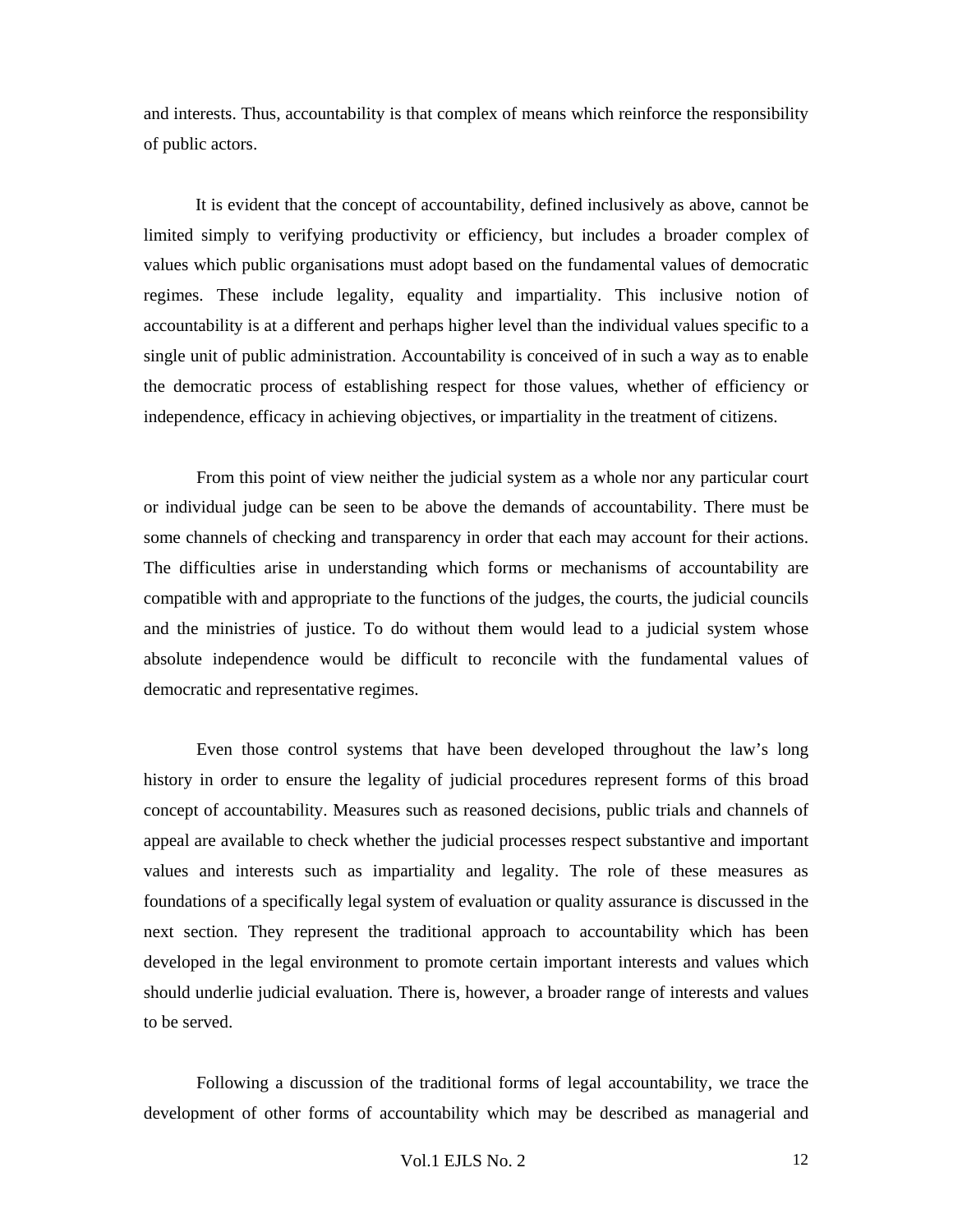and interests. Thus, accountability is that complex of means which reinforce the responsibility of public actors.

It is evident that the concept of accountability, defined inclusively as above, cannot be limited simply to verifying productivity or efficiency, but includes a broader complex of values which public organisations must adopt based on the fundamental values of democratic regimes. These include legality, equality and impartiality. This inclusive notion of accountability is at a different and perhaps higher level than the individual values specific to a single unit of public administration. Accountability is conceived of in such a way as to enable the democratic process of establishing respect for those values, whether of efficiency or independence, efficacy in achieving objectives, or impartiality in the treatment of citizens.

From this point of view neither the judicial system as a whole nor any particular court or individual judge can be seen to be above the demands of accountability. There must be some channels of checking and transparency in order that each may account for their actions. The difficulties arise in understanding which forms or mechanisms of accountability are compatible with and appropriate to the functions of the judges, the courts, the judicial councils and the ministries of justice. To do without them would lead to a judicial system whose absolute independence would be difficult to reconcile with the fundamental values of democratic and representative regimes.

Even those control systems that have been developed throughout the law's long history in order to ensure the legality of judicial procedures represent forms of this broad concept of accountability. Measures such as reasoned decisions, public trials and channels of appeal are available to check whether the judicial processes respect substantive and important values and interests such as impartiality and legality. The role of these measures as foundations of a specifically legal system of evaluation or quality assurance is discussed in the next section. They represent the traditional approach to accountability which has been developed in the legal environment to promote certain important interests and values which should underlie judicial evaluation. There is, however, a broader range of interests and values to be served.

Following a discussion of the traditional forms of legal accountability, we trace the development of other forms of accountability which may be described as managerial and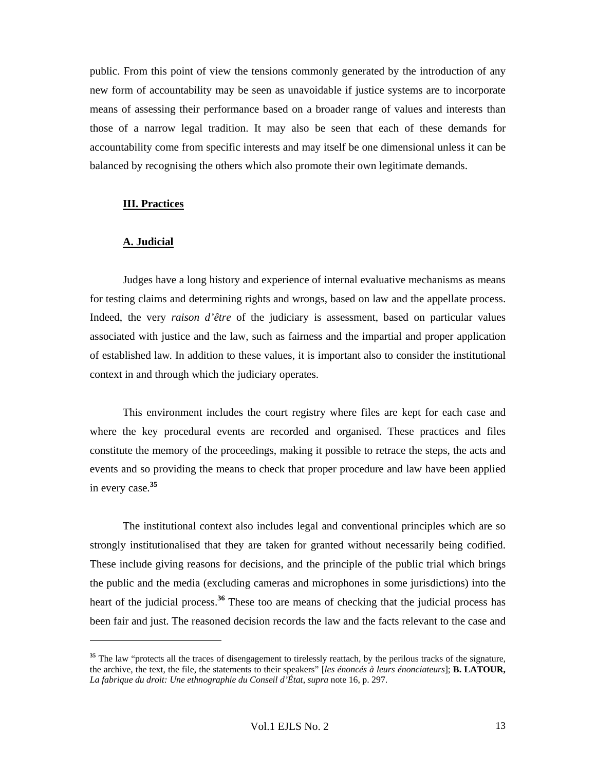public. From this point of view the tensions commonly generated by the introduction of any new form of accountability may be seen as unavoidable if justice systems are to incorporate means of assessing their performance based on a broader range of values and interests than those of a narrow legal tradition. It may also be seen that each of these demands for accountability come from specific interests and may itself be one dimensional unless it can be balanced by recognising the others which also promote their own legitimate demands.

## III. Practices

### A. Judicial

Judges have a long history and experience of internal evaluative mechanisms as means for testing claims and determining rights and wrongs, based on law and the appellate process. Indeed, the very *raison d'être* of the judiciary is assessment, based on particular values associated with justice and the law, such as fairness and the impartial and proper application of established law. In addition to these values, it is important also to consider the institutional context in and through which the judiciary operates.

This environment includes the court registry where files are kept for each case and where the key procedural events are recorded and organised. These practices and files constitute the memory of the proceedings, making it possible to retrace the steps, the acts and events and so providing the means to check that proper procedure and law have been applied in every case.[35]

The institutional context also includes legal and conventional principles which are so strongly institutionalised that they are taken for granted without necessarily being codified. These include giving reasons for decisions, and the principle of the public trial which brings the public and the media (excluding cameras and microphones in some jurisdictions) into the heart of the judicial process.[36] These too are means of checking that the judicial process has been fair and just. The reasoned decision records the law and the facts relevant to the case and

---

[35] The law "protects all the traces of disengagement to tirelessly reattach, by the perilous tracks of the signature, the archive, the text, the file, the statements to their speakers" [*les énoncés à leurs énonciateurs*]; **B. LATOUR,** *La fabrique du droit: Une ethnographie du Conseil d'État*, *supra* note 16, p. 297.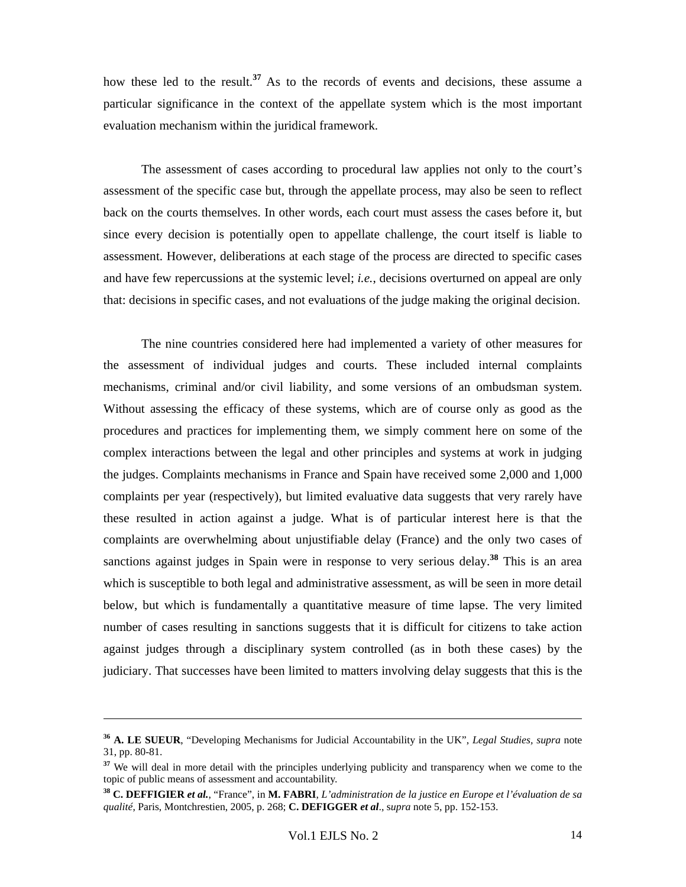how these led to the result.[37] As to the records of events and decisions, these assume a particular significance in the context of the appellate system which is the most important evaluation mechanism within the juridical framework.

The assessment of cases according to procedural law applies not only to the court's assessment of the specific case but, through the appellate process, may also be seen to reflect back on the courts themselves. In other words, each court must assess the cases before it, but since every decision is potentially open to appellate challenge, the court itself is liable to assessment. However, deliberations at each stage of the process are directed to specific cases and have few repercussions at the systemic level; *i.e.*, decisions overturned on appeal are only that: decisions in specific cases, and not evaluations of the judge making the original decision.

The nine countries considered here had implemented a variety of other measures for the assessment of individual judges and courts. These included internal complaints mechanisms, criminal and/or civil liability, and some versions of an ombudsman system. Without assessing the efficacy of these systems, which are of course only as good as the procedures and practices for implementing them, we simply comment here on some of the complex interactions between the legal and other principles and systems at work in judging the judges. Complaints mechanisms in France and Spain have received some 2,000 and 1,000 complaints per year (respectively), but limited evaluative data suggests that very rarely have these resulted in action against a judge. What is of particular interest here is that the complaints are overwhelming about unjustifiable delay (France) and the only two cases of sanctions against judges in Spain were in response to very serious delay.[38] This is an area which is susceptible to both legal and administrative assessment, as will be seen in more detail below, but which is fundamentally a quantitative measure of time lapse. The very limited number of cases resulting in sanctions suggests that it is difficult for citizens to take action against judges through a disciplinary system controlled (as in both these cases) by the judiciary. That successes have been limited to matters involving delay suggests that this is the

---

[36] **A. LE SUEUR**, "Developing Mechanisms for Judicial Accountability in the UK", *Legal Studies*, *supra* note 31, pp. 80-81.

[37] We will deal in more detail with the principles underlying publicity and transparency when we come to the topic of public means of assessment and accountability.

[38] **C. DEFFIGIER *et al.***, "France", in **M. FABRI**, *L'administration de la justice en Europe et l'évaluation de sa qualité*, Paris, Montchrestien, 2005, p. 268; **C. DEFIGGER *et al***., *supra* note 5, pp. 152-153.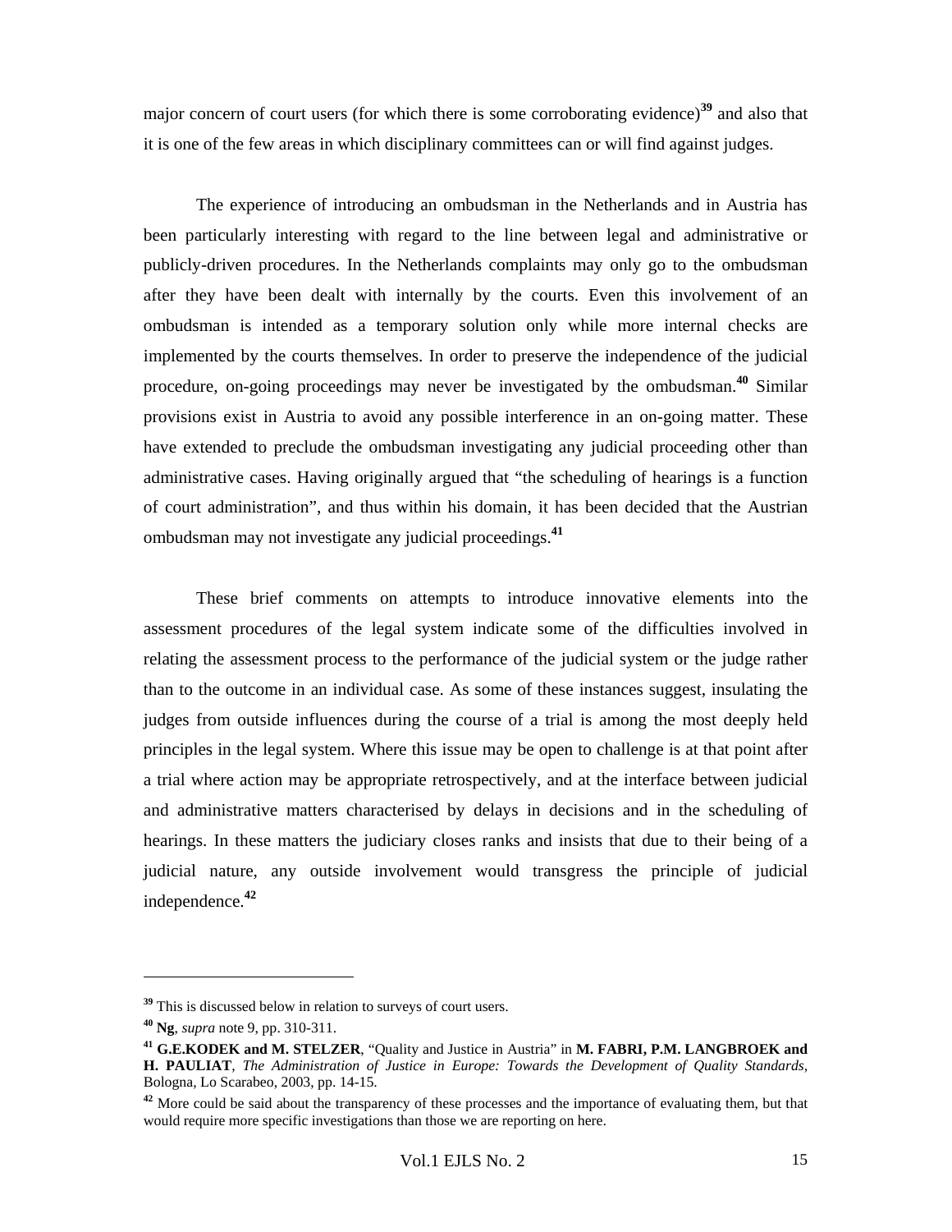major concern of court users (for which there is some corroborating evidence)[39] and also that it is one of the few areas in which disciplinary committees can or will find against judges.

The experience of introducing an ombudsman in the Netherlands and in Austria has been particularly interesting with regard to the line between legal and administrative or publicly-driven procedures. In the Netherlands complaints may only go to the ombudsman after they have been dealt with internally by the courts. Even this involvement of an ombudsman is intended as a temporary solution only while more internal checks are implemented by the courts themselves. In order to preserve the independence of the judicial procedure, on-going proceedings may never be investigated by the ombudsman.[40] Similar provisions exist in Austria to avoid any possible interference in an on-going matter. These have extended to preclude the ombudsman investigating any judicial proceeding other than administrative cases. Having originally argued that "the scheduling of hearings is a function of court administration", and thus within his domain, it has been decided that the Austrian ombudsman may not investigate any judicial proceedings.[41]

These brief comments on attempts to introduce innovative elements into the assessment procedures of the legal system indicate some of the difficulties involved in relating the assessment process to the performance of the judicial system or the judge rather than to the outcome in an individual case. As some of these instances suggest, insulating the judges from outside influences during the course of a trial is among the most deeply held principles in the legal system. Where this issue may be open to challenge is at that point after a trial where action may be appropriate retrospectively, and at the interface between judicial and administrative matters characterised by delays in decisions and in the scheduling of hearings. In these matters the judiciary closes ranks and insists that due to their being of a judicial nature, any outside involvement would transgress the principle of judicial independence.[42]

---

[39] This is discussed below in relation to surveys of court users.

[40] **Ng**, *supra* note 9, pp. 310-311.

[41] **G.E.KODEK and M. STELZER**, "Quality and Justice in Austria" in **M. FABRI, P.M. LANGBROEK and H. PAULIAT**, *The Administration of Justice in Europe: Towards the Development of Quality Standards*, Bologna, Lo Scarabeo, 2003, pp. 14-15.

[42] More could be said about the transparency of these processes and the importance of evaluating them, but that would require more specific investigations than those we are reporting on here.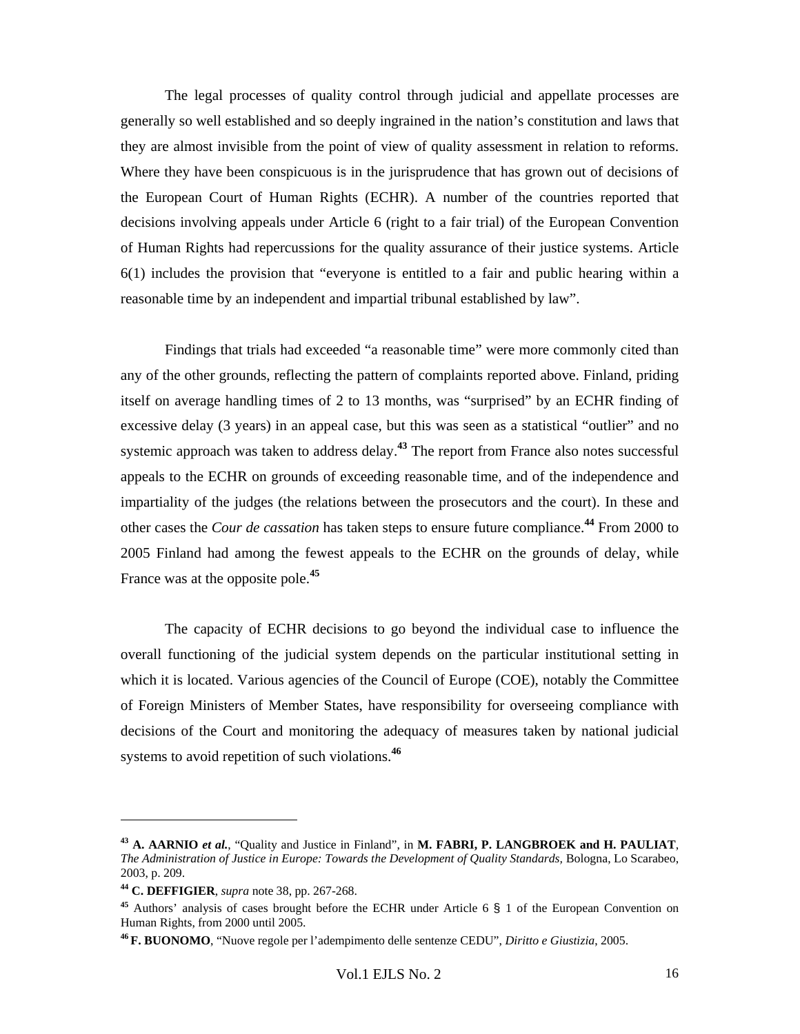The legal processes of quality control through judicial and appellate processes are generally so well established and so deeply ingrained in the nation's constitution and laws that they are almost invisible from the point of view of quality assessment in relation to reforms. Where they have been conspicuous is in the jurisprudence that has grown out of decisions of the European Court of Human Rights (ECHR). A number of the countries reported that decisions involving appeals under Article 6 (right to a fair trial) of the European Convention of Human Rights had repercussions for the quality assurance of their justice systems. Article 6(1) includes the provision that "everyone is entitled to a fair and public hearing within a reasonable time by an independent and impartial tribunal established by law".

Findings that trials had exceeded "a reasonable time" were more commonly cited than any of the other grounds, reflecting the pattern of complaints reported above. Finland, priding itself on average handling times of 2 to 13 months, was "surprised" by an ECHR finding of excessive delay (3 years) in an appeal case, but this was seen as a statistical "outlier" and no systemic approach was taken to address delay.[43] The report from France also notes successful appeals to the ECHR on grounds of exceeding reasonable time, and of the independence and impartiality of the judges (the relations between the prosecutors and the court). In these and other cases the *Cour de cassation* has taken steps to ensure future compliance.[44] From 2000 to 2005 Finland had among the fewest appeals to the ECHR on the grounds of delay, while France was at the opposite pole.[45]

The capacity of ECHR decisions to go beyond the individual case to influence the overall functioning of the judicial system depends on the particular institutional setting in which it is located. Various agencies of the Council of Europe (COE), notably the Committee of Foreign Ministers of Member States, have responsibility for overseeing compliance with decisions of the Court and monitoring the adequacy of measures taken by national judicial systems to avoid repetition of such violations.[46]

---

[43] **A. AARNIO *et al.***, "Quality and Justice in Finland", in **M. FABRI, P. LANGBROEK and H. PAULIAT**, *The Administration of Justice in Europe: Towards the Development of Quality Standards*, Bologna, Lo Scarabeo, 2003, p. 209.

[44] **C. DEFFIGIER**, *supra* note 38, pp. 267-268.

[45] Authors' analysis of cases brought before the ECHR under Article 6 § 1 of the European Convention on Human Rights, from 2000 until 2005.

[46] **F. BUONOMO**, "Nuove regole per l'adempimento delle sentenze CEDU", *Diritto e Giustizia*, 2005.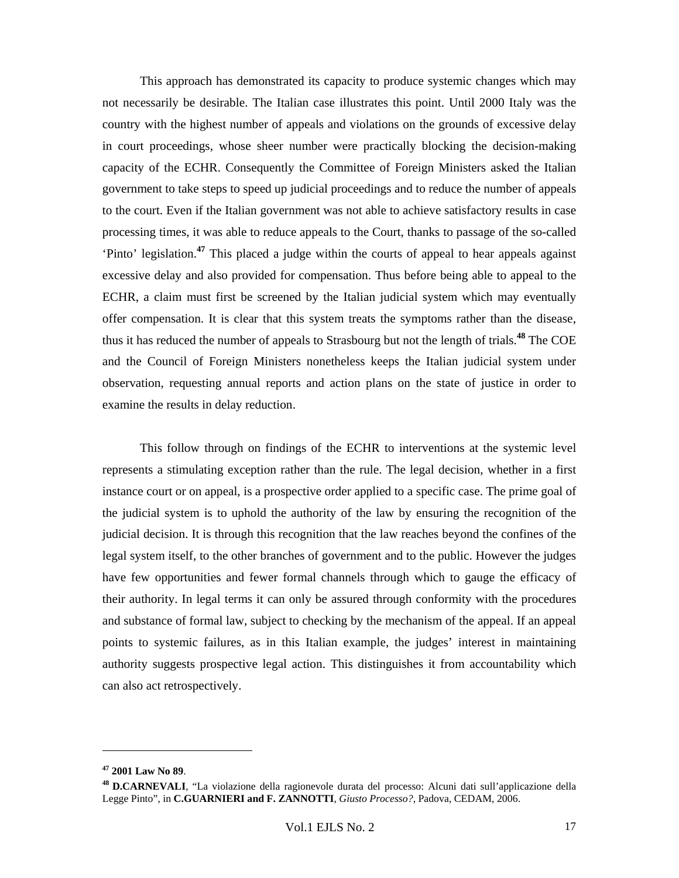This approach has demonstrated its capacity to produce systemic changes which may not necessarily be desirable. The Italian case illustrates this point. Until 2000 Italy was the country with the highest number of appeals and violations on the grounds of excessive delay in court proceedings, whose sheer number were practically blocking the decision-making capacity of the ECHR. Consequently the Committee of Foreign Ministers asked the Italian government to take steps to speed up judicial proceedings and to reduce the number of appeals to the court. Even if the Italian government was not able to achieve satisfactory results in case processing times, it was able to reduce appeals to the Court, thanks to passage of the so-called 'Pinto' legislation.[47] This placed a judge within the courts of appeal to hear appeals against excessive delay and also provided for compensation. Thus before being able to appeal to the ECHR, a claim must first be screened by the Italian judicial system which may eventually offer compensation. It is clear that this system treats the symptoms rather than the disease, thus it has reduced the number of appeals to Strasbourg but not the length of trials.[48] The COE and the Council of Foreign Ministers nonetheless keeps the Italian judicial system under observation, requesting annual reports and action plans on the state of justice in order to examine the results in delay reduction.

This follow through on findings of the ECHR to interventions at the systemic level represents a stimulating exception rather than the rule. The legal decision, whether in a first instance court or on appeal, is a prospective order applied to a specific case. The prime goal of the judicial system is to uphold the authority of the law by ensuring the recognition of the judicial decision. It is through this recognition that the law reaches beyond the confines of the legal system itself, to the other branches of government and to the public. However the judges have few opportunities and fewer formal channels through which to gauge the efficacy of their authority. In legal terms it can only be assured through conformity with the procedures and substance of formal law, subject to checking by the mechanism of the appeal. If an appeal points to systemic failures, as in this Italian example, the judges' interest in maintaining authority suggests prospective legal action. This distinguishes it from accountability which can also act retrospectively.

---

[47] **2001 Law No 89**.

[48] **D.CARNEVALI**, "La violazione della ragionevole durata del processo: Alcuni dati sull'applicazione della Legge Pinto", in **C.GUARNIERI and F. ZANNOTTI**, *Giusto Processo?*, Padova, CEDAM, 2006.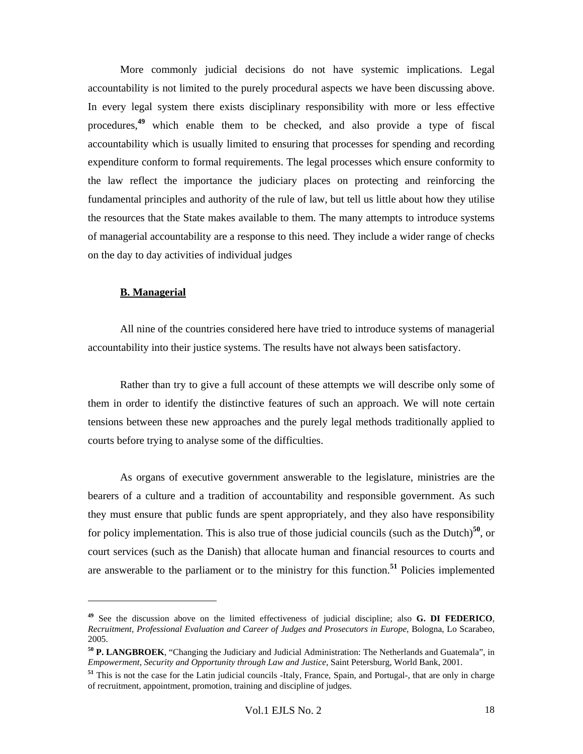More commonly judicial decisions do not have systemic implications. Legal accountability is not limited to the purely procedural aspects we have been discussing above. In every legal system there exists disciplinary responsibility with more or less effective procedures,[49] which enable them to be checked, and also provide a type of fiscal accountability which is usually limited to ensuring that processes for spending and recording expenditure conform to formal requirements. The legal processes which ensure conformity to the law reflect the importance the judiciary places on protecting and reinforcing the fundamental principles and authority of the rule of law, but tell us little about how they utilise the resources that the State makes available to them. The many attempts to introduce systems of managerial accountability are a response to this need. They include a wider range of checks on the day to day activities of individual judges

### B. Managerial

All nine of the countries considered here have tried to introduce systems of managerial accountability into their justice systems. The results have not always been satisfactory.

Rather than try to give a full account of these attempts we will describe only some of them in order to identify the distinctive features of such an approach. We will note certain tensions between these new approaches and the purely legal methods traditionally applied to courts before trying to analyse some of the difficulties.

As organs of executive government answerable to the legislature, ministries are the bearers of a culture and a tradition of accountability and responsible government. As such they must ensure that public funds are spent appropriately, and they also have responsibility for policy implementation. This is also true of those judicial councils (such as the Dutch)[50], or court services (such as the Danish) that allocate human and financial resources to courts and are answerable to the parliament or to the ministry for this function.[51] Policies implemented

---

[49] See the discussion above on the limited effectiveness of judicial discipline; also **G. DI FEDERICO**, *Recruitment, Professional Evaluation and Career of Judges and Prosecutors in Europe*, Bologna, Lo Scarabeo, 2005.

[50] **P. LANGBROEK**, "Changing the Judiciary and Judicial Administration: The Netherlands and Guatemala", in *Empowerment, Security and Opportunity through Law and Justice*, Saint Petersburg, World Bank, 2001.

[51] This is not the case for the Latin judicial councils -Italy, France, Spain, and Portugal-, that are only in charge of recruitment, appointment, promotion, training and discipline of judges.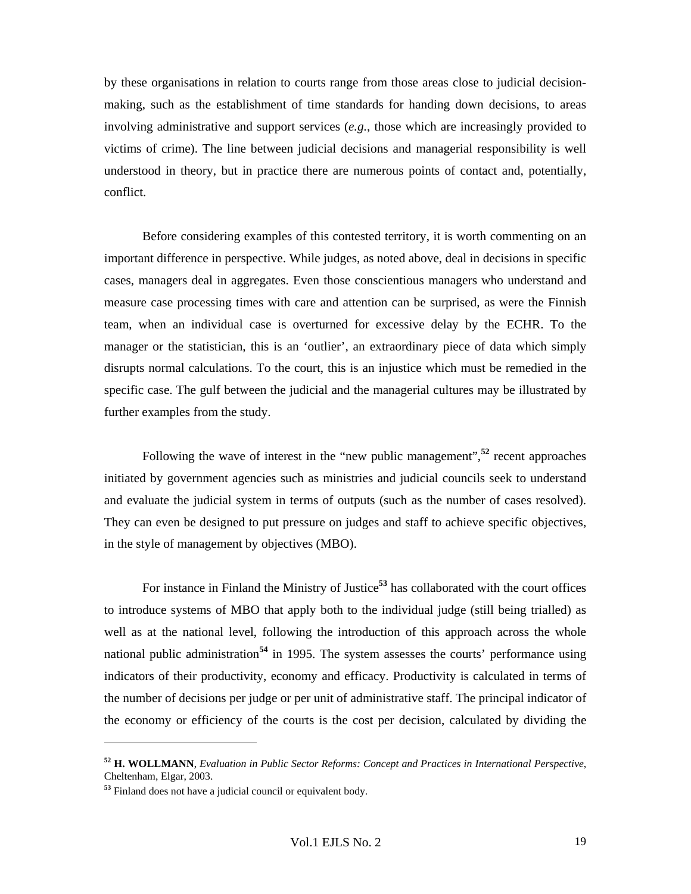by these organisations in relation to courts range from those areas close to judicial decision-making, such as the establishment of time standards for handing down decisions, to areas involving administrative and support services (*e.g.*, those which are increasingly provided to victims of crime). The line between judicial decisions and managerial responsibility is well understood in theory, but in practice there are numerous points of contact and, potentially, conflict.

Before considering examples of this contested territory, it is worth commenting on an important difference in perspective. While judges, as noted above, deal in decisions in specific cases, managers deal in aggregates. Even those conscientious managers who understand and measure case processing times with care and attention can be surprised, as were the Finnish team, when an individual case is overturned for excessive delay by the ECHR. To the manager or the statistician, this is an 'outlier', an extraordinary piece of data which simply disrupts normal calculations. To the court, this is an injustice which must be remedied in the specific case. The gulf between the judicial and the managerial cultures may be illustrated by further examples from the study.

Following the wave of interest in the "new public management",[52] recent approaches initiated by government agencies such as ministries and judicial councils seek to understand and evaluate the judicial system in terms of outputs (such as the number of cases resolved). They can even be designed to put pressure on judges and staff to achieve specific objectives, in the style of management by objectives (MBO).

For instance in Finland the Ministry of Justice[53] has collaborated with the court offices to introduce systems of MBO that apply both to the individual judge (still being trialled) as well as at the national level, following the introduction of this approach across the whole national public administration[54] in 1995. The system assesses the courts' performance using indicators of their productivity, economy and efficacy. Productivity is calculated in terms of the number of decisions per judge or per unit of administrative staff. The principal indicator of the economy or efficiency of the courts is the cost per decision, calculated by dividing the

---

[52] **H. WOLLMANN**, *Evaluation in Public Sector Reforms: Concept and Practices in International Perspective*, Cheltenham, Elgar, 2003.

[53] Finland does not have a judicial council or equivalent body.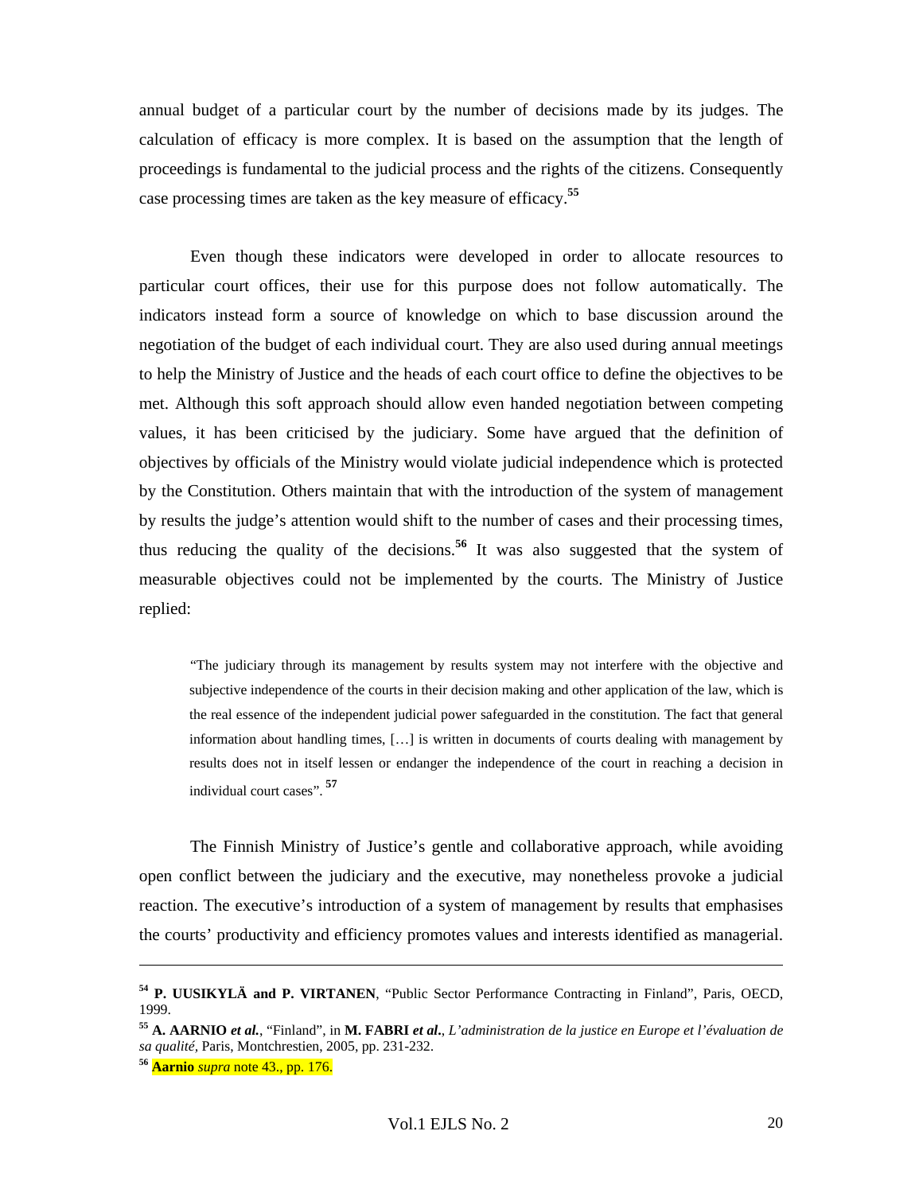annual budget of a particular court by the number of decisions made by its judges. The calculation of efficacy is more complex. It is based on the assumption that the length of proceedings is fundamental to the judicial process and the rights of the citizens. Consequently case processing times are taken as the key measure of efficacy.[55]

Even though these indicators were developed in order to allocate resources to particular court offices, their use for this purpose does not follow automatically. The indicators instead form a source of knowledge on which to base discussion around the negotiation of the budget of each individual court. They are also used during annual meetings to help the Ministry of Justice and the heads of each court office to define the objectives to be met. Although this soft approach should allow even handed negotiation between competing values, it has been criticised by the judiciary. Some have argued that the definition of objectives by officials of the Ministry would violate judicial independence which is protected by the Constitution. Others maintain that with the introduction of the system of management by results the judge's attention would shift to the number of cases and their processing times, thus reducing the quality of the decisions.[56] It was also suggested that the system of measurable objectives could not be implemented by the courts. The Ministry of Justice replied:

> "The judiciary through its management by results system may not interfere with the objective and subjective independence of the courts in their decision making and other application of the law, which is the real essence of the independent judicial power safeguarded in the constitution. The fact that general information about handling times, […] is written in documents of courts dealing with management by results does not in itself lessen or endanger the independence of the court in reaching a decision in individual court cases".[57]

The Finnish Ministry of Justice's gentle and collaborative approach, while avoiding open conflict between the judiciary and the executive, may nonetheless provoke a judicial reaction. The executive's introduction of a system of management by results that emphasises the courts' productivity and efficiency promotes values and interests identified as managerial.

---

[54] **P. UUSIKYLÄ and P. VIRTANEN**, "Public Sector Performance Contracting in Finland", Paris, OECD, 1999.

[55] **A. AARNIO** ***et al.***, "Finland", in **M. FABRI** ***et al.***, *L'administration de la justice en Europe et l'évaluation de sa qualité*, Paris, Montchrestien, 2005, pp. 231-232.

[56] **Aarnio** *supra* note 43., pp. 176.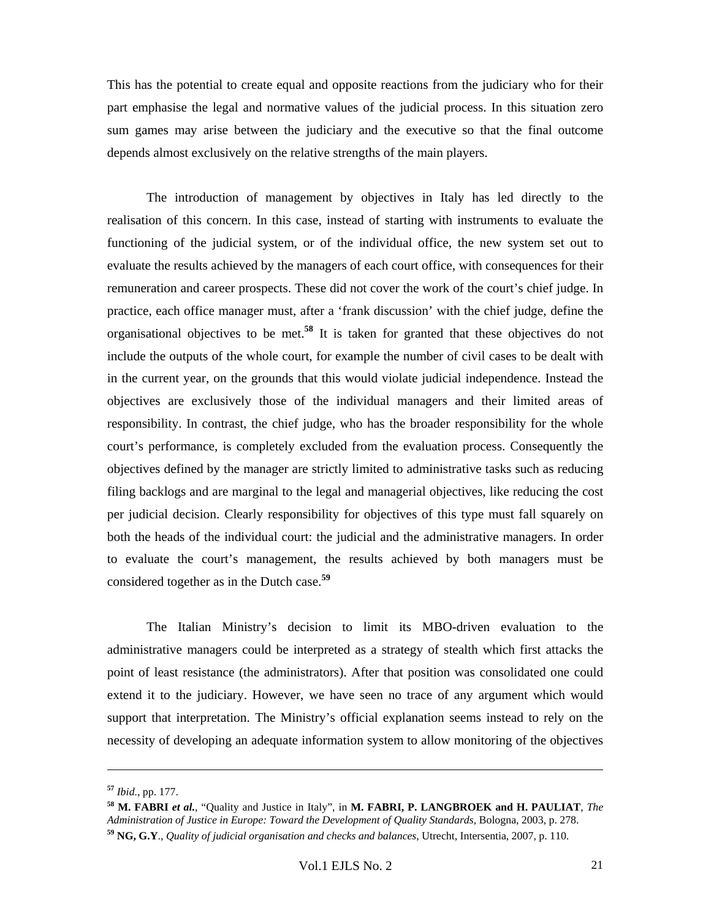This has the potential to create equal and opposite reactions from the judiciary who for their part emphasise the legal and normative values of the judicial process. In this situation zero sum games may arise between the judiciary and the executive so that the final outcome depends almost exclusively on the relative strengths of the main players.

The introduction of management by objectives in Italy has led directly to the realisation of this concern. In this case, instead of starting with instruments to evaluate the functioning of the judicial system, or of the individual office, the new system set out to evaluate the results achieved by the managers of each court office, with consequences for their remuneration and career prospects. These did not cover the work of the court's chief judge. In practice, each office manager must, after a 'frank discussion' with the chief judge, define the organisational objectives to be met.[58] It is taken for granted that these objectives do not include the outputs of the whole court, for example the number of civil cases to be dealt with in the current year, on the grounds that this would violate judicial independence. Instead the objectives are exclusively those of the individual managers and their limited areas of responsibility. In contrast, the chief judge, who has the broader responsibility for the whole court's performance, is completely excluded from the evaluation process. Consequently the objectives defined by the manager are strictly limited to administrative tasks such as reducing filing backlogs and are marginal to the legal and managerial objectives, like reducing the cost per judicial decision. Clearly responsibility for objectives of this type must fall squarely on both the heads of the individual court: the judicial and the administrative managers. In order to evaluate the court's management, the results achieved by both managers must be considered together as in the Dutch case.[59]

The Italian Ministry's decision to limit its MBO-driven evaluation to the administrative managers could be interpreted as a strategy of stealth which first attacks the point of least resistance (the administrators). After that position was consolidated one could extend it to the judiciary. However, we have seen no trace of any argument which would support that interpretation. The Ministry's official explanation seems instead to rely on the necessity of developing an adequate information system to allow monitoring of the objectives

---

[57] *Ibid.*, pp. 177.

[58] **M. FABRI *et al.***, "Quality and Justice in Italy", in **M. FABRI, P. LANGBROEK and H. PAULIAT**, *The Administration of Justice in Europe: Toward the Development of Quality Standards*, Bologna, 2003, p. 278.

[59] **NG, G.Y**., *Quality of judicial organisation and checks and balances*, Utrecht, Intersentia, 2007, p. 110.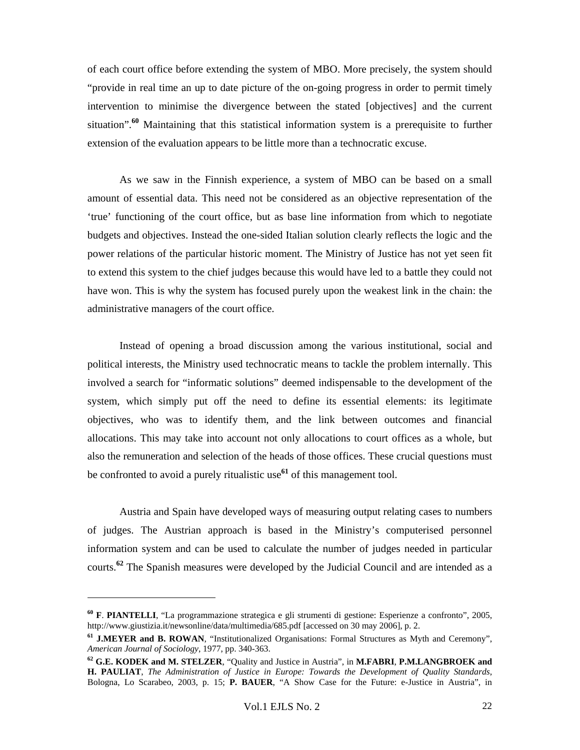of each court office before extending the system of MBO. More precisely, the system should "provide in real time an up to date picture of the on-going progress in order to permit timely intervention to minimise the divergence between the stated [objectives] and the current situation".[60] Maintaining that this statistical information system is a prerequisite to further extension of the evaluation appears to be little more than a technocratic excuse.

As we saw in the Finnish experience, a system of MBO can be based on a small amount of essential data. This need not be considered as an objective representation of the 'true' functioning of the court office, but as base line information from which to negotiate budgets and objectives. Instead the one-sided Italian solution clearly reflects the logic and the power relations of the particular historic moment. The Ministry of Justice has not yet seen fit to extend this system to the chief judges because this would have led to a battle they could not have won. This is why the system has focused purely upon the weakest link in the chain: the administrative managers of the court office.

Instead of opening a broad discussion among the various institutional, social and political interests, the Ministry used technocratic means to tackle the problem internally. This involved a search for "informatic solutions" deemed indispensable to the development of the system, which simply put off the need to define its essential elements: its legitimate objectives, who was to identify them, and the link between outcomes and financial allocations. This may take into account not only allocations to court offices as a whole, but also the remuneration and selection of the heads of those offices. These crucial questions must be confronted to avoid a purely ritualistic use[61] of this management tool.

Austria and Spain have developed ways of measuring output relating cases to numbers of judges. The Austrian approach is based in the Ministry's computerised personnel information system and can be used to calculate the number of judges needed in particular courts.[62] The Spanish measures were developed by the Judicial Council and are intended as a

---

[60] **F**. **PIANTELLI**, "La programmazione strategica e gli strumenti di gestione: Esperienze a confronto", 2005, http://www.giustizia.it/newsonline/data/multimedia/685.pdf [accessed on 30 may 2006], p. 2.

[61] **J.MEYER and B. ROWAN**, "Institutionalized Organisations: Formal Structures as Myth and Ceremony", *American Journal of Sociology*, 1977, pp. 340-363.

[62] **G.E. KODEK and M. STELZER**, "Quality and Justice in Austria", in **M.FABRI**, **P.M.LANGBROEK and H. PAULIAT**, *The Administration of Justice in Europe: Towards the Development of Quality Standards*, Bologna, Lo Scarabeo, 2003, p. 15; **P. BAUER**, "A Show Case for the Future: e-Justice in Austria", in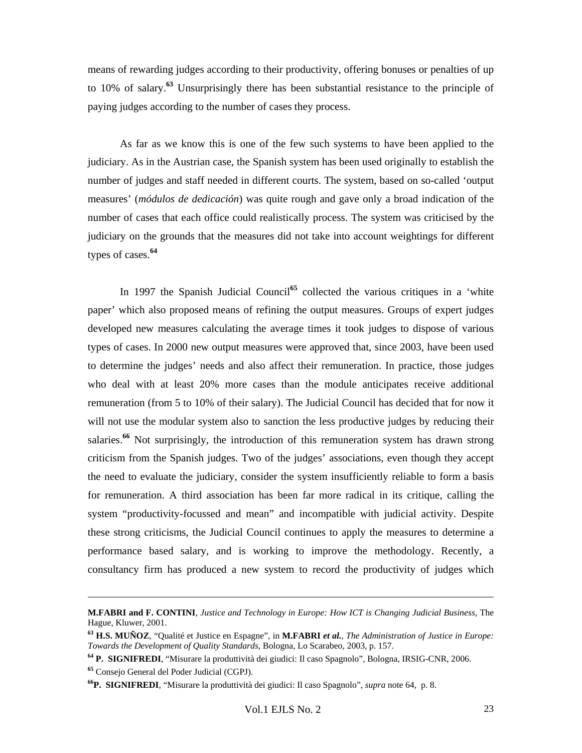means of rewarding judges according to their productivity, offering bonuses or penalties of up to 10% of salary.[63] Unsurprisingly there has been substantial resistance to the principle of paying judges according to the number of cases they process.

As far as we know this is one of the few such systems to have been applied to the judiciary. As in the Austrian case, the Spanish system has been used originally to establish the number of judges and staff needed in different courts. The system, based on so-called 'output measures' (*módulos de dedicación*) was quite rough and gave only a broad indication of the number of cases that each office could realistically process. The system was criticised by the judiciary on the grounds that the measures did not take into account weightings for different types of cases.[64]

In 1997 the Spanish Judicial Council[65] collected the various critiques in a 'white paper' which also proposed means of refining the output measures. Groups of expert judges developed new measures calculating the average times it took judges to dispose of various types of cases. In 2000 new output measures were approved that, since 2003, have been used to determine the judges' needs and also affect their remuneration. In practice, those judges who deal with at least 20% more cases than the module anticipates receive additional remuneration (from 5 to 10% of their salary). The Judicial Council has decided that for now it will not use the modular system also to sanction the less productive judges by reducing their salaries.[66] Not surprisingly, the introduction of this remuneration system has drawn strong criticism from the Spanish judges. Two of the judges' associations, even though they accept the need to evaluate the judiciary, consider the system insufficiently reliable to form a basis for remuneration. A third association has been far more radical in its critique, calling the system "productivity-focussed and mean" and incompatible with judicial activity. Despite these strong criticisms, the Judicial Council continues to apply the measures to determine a performance based salary, and is working to improve the methodology. Recently, a consultancy firm has produced a new system to record the productivity of judges which

---

**M.FABRI and F. CONTINI**, *Justice and Technology in Europe: How ICT is Changing Judicial Business,* The Hague, Kluwer, 2001.

[63] **H.S. MUÑOZ**, "Qualité et Justice en Espagne", in **M.FABRI** ***et al.***, *The Administration of Justice in Europe: Towards the Development of Quality Standards*, Bologna, Lo Scarabeo, 2003, p. 157.

[64] **P. SIGNIFREDI**, "Misurare la produttività dei giudici: Il caso Spagnolo", Bologna, IRSIG-CNR, 2006.

[65] Consejo General del Poder Judicial (CGPJ).

[66] **P. SIGNIFREDI**, "Misurare la produttività dei giudici: Il caso Spagnolo", *supra* note 64, p. 8.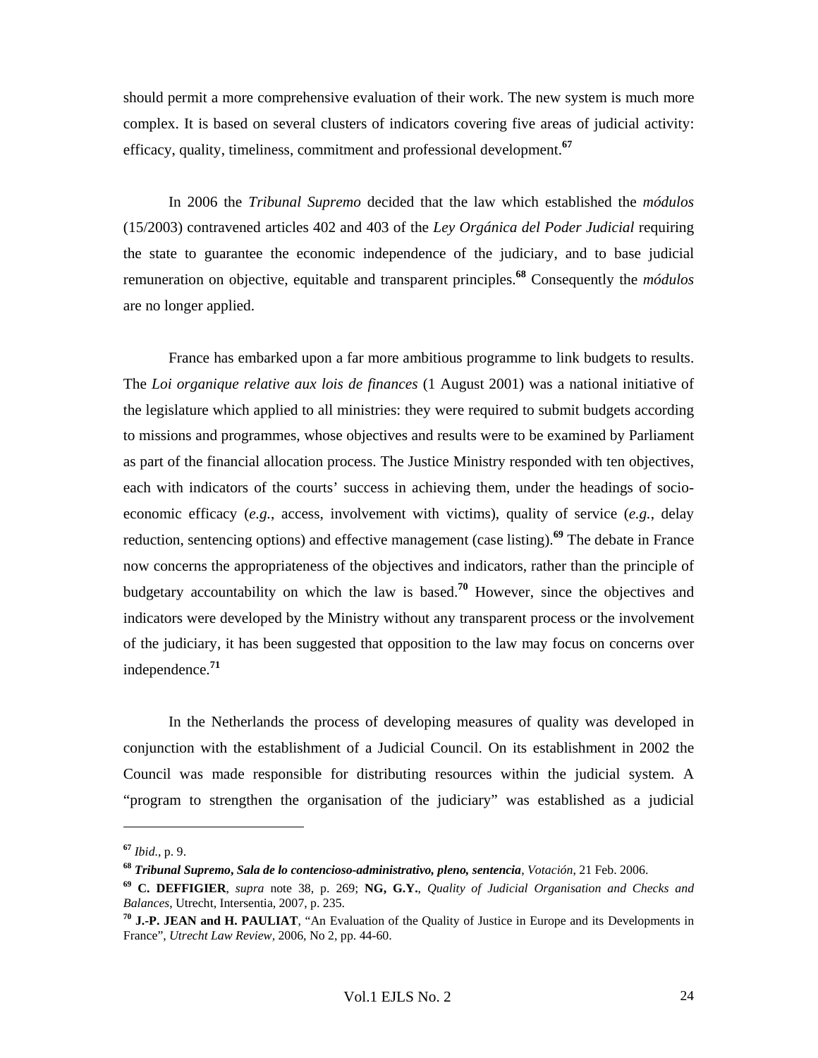should permit a more comprehensive evaluation of their work. The new system is much more complex. It is based on several clusters of indicators covering five areas of judicial activity: efficacy, quality, timeliness, commitment and professional development.[67]

In 2006 the *Tribunal Supremo* decided that the law which established the *módulos* (15/2003) contravened articles 402 and 403 of the *Ley Orgánica del Poder Judicial* requiring the state to guarantee the economic independence of the judiciary, and to base judicial remuneration on objective, equitable and transparent principles.[68] Consequently the *módulos* are no longer applied.

France has embarked upon a far more ambitious programme to link budgets to results. The *Loi organique relative aux lois de finances* (1 August 2001) was a national initiative of the legislature which applied to all ministries: they were required to submit budgets according to missions and programmes, whose objectives and results were to be examined by Parliament as part of the financial allocation process. The Justice Ministry responded with ten objectives, each with indicators of the courts' success in achieving them, under the headings of socio-economic efficacy (*e.g.*, access, involvement with victims), quality of service (*e.g.*, delay reduction, sentencing options) and effective management (case listing).[69] The debate in France now concerns the appropriateness of the objectives and indicators, rather than the principle of budgetary accountability on which the law is based.[70] However, since the objectives and indicators were developed by the Ministry without any transparent process or the involvement of the judiciary, it has been suggested that opposition to the law may focus on concerns over independence.[71]

In the Netherlands the process of developing measures of quality was developed in conjunction with the establishment of a Judicial Council. On its establishment in 2002 the Council was made responsible for distributing resources within the judicial system. A "program to strengthen the organisation of the judiciary" was established as a judicial

---

[67] *Ibid.*, p. 9.

[68] ***Tribunal Supremo*, *Sala de lo contencioso-administrativo, pleno, sentencia***, *Votación*, 21 Feb. 2006.

[69] **C. DEFFIGIER**, *supra* note 38, p. 269; **NG, G.Y.**, *Quality of Judicial Organisation and Checks and Balances*, Utrecht, Intersentia, 2007, p. 235.

[70] **J.-P. JEAN and H. PAULIAT**, "An Evaluation of the Quality of Justice in Europe and its Developments in France", *Utrecht Law Review*, 2006, No 2, pp. 44-60.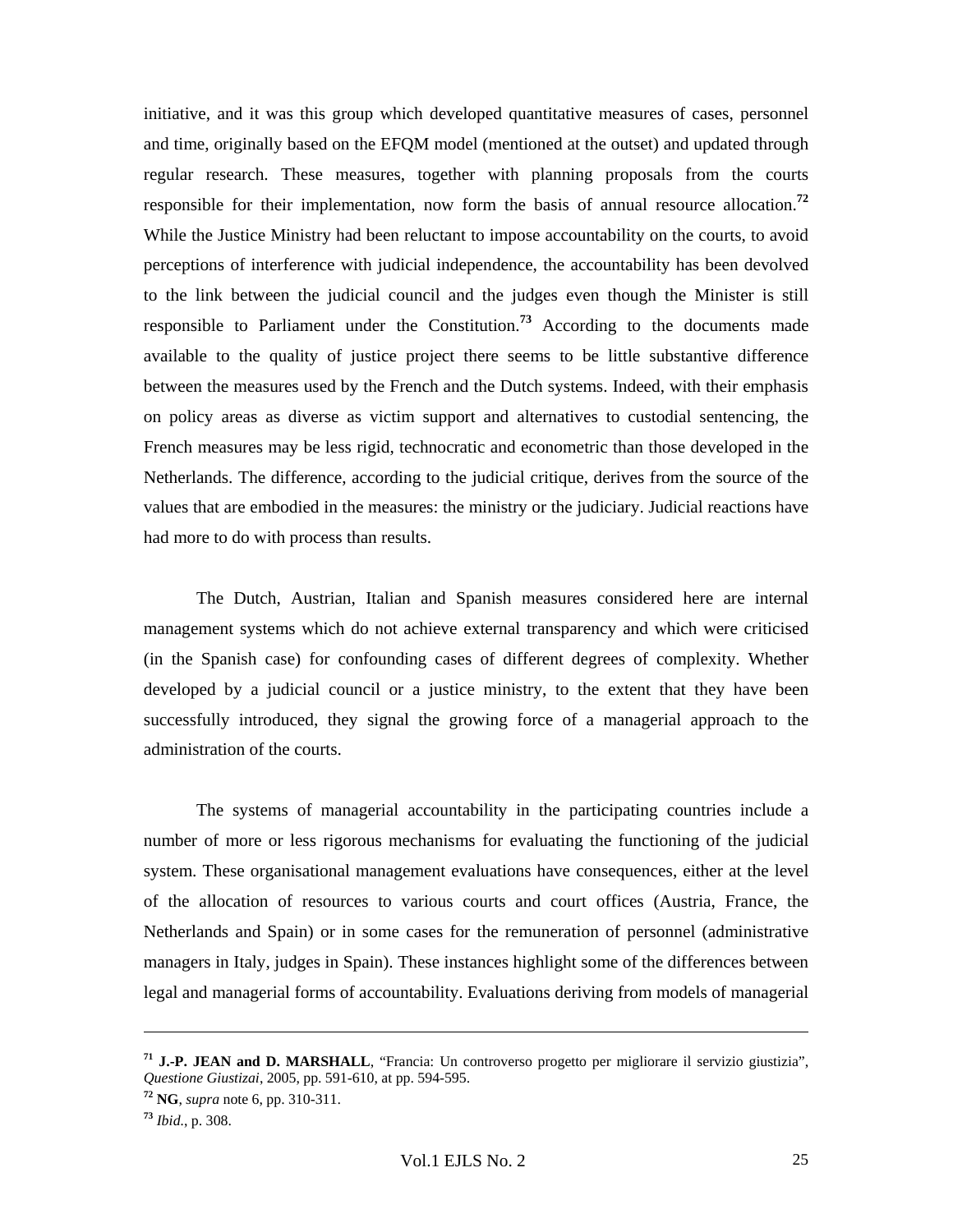initiative, and it was this group which developed quantitative measures of cases, personnel and time, originally based on the EFQM model (mentioned at the outset) and updated through regular research. These measures, together with planning proposals from the courts responsible for their implementation, now form the basis of annual resource allocation.[72] While the Justice Ministry had been reluctant to impose accountability on the courts, to avoid perceptions of interference with judicial independence, the accountability has been devolved to the link between the judicial council and the judges even though the Minister is still responsible to Parliament under the Constitution.[73] According to the documents made available to the quality of justice project there seems to be little substantive difference between the measures used by the French and the Dutch systems. Indeed, with their emphasis on policy areas as diverse as victim support and alternatives to custodial sentencing, the French measures may be less rigid, technocratic and econometric than those developed in the Netherlands. The difference, according to the judicial critique, derives from the source of the values that are embodied in the measures: the ministry or the judiciary. Judicial reactions have had more to do with process than results.

The Dutch, Austrian, Italian and Spanish measures considered here are internal management systems which do not achieve external transparency and which were criticised (in the Spanish case) for confounding cases of different degrees of complexity. Whether developed by a judicial council or a justice ministry, to the extent that they have been successfully introduced, they signal the growing force of a managerial approach to the administration of the courts.

The systems of managerial accountability in the participating countries include a number of more or less rigorous mechanisms for evaluating the functioning of the judicial system. These organisational management evaluations have consequences, either at the level of the allocation of resources to various courts and court offices (Austria, France, the Netherlands and Spain) or in some cases for the remuneration of personnel (administrative managers in Italy, judges in Spain). These instances highlight some of the differences between legal and managerial forms of accountability. Evaluations deriving from models of managerial

---

[71] **J.-P. JEAN and D. MARSHALL**, "Francia: Un controverso progetto per migliorare il servizio giustizia", *Questione Giustizai*, 2005, pp. 591-610, at pp. 594-595.

[72] **NG**, *supra* note 6, pp. 310-311.

[73] *Ibid.*, p. 308.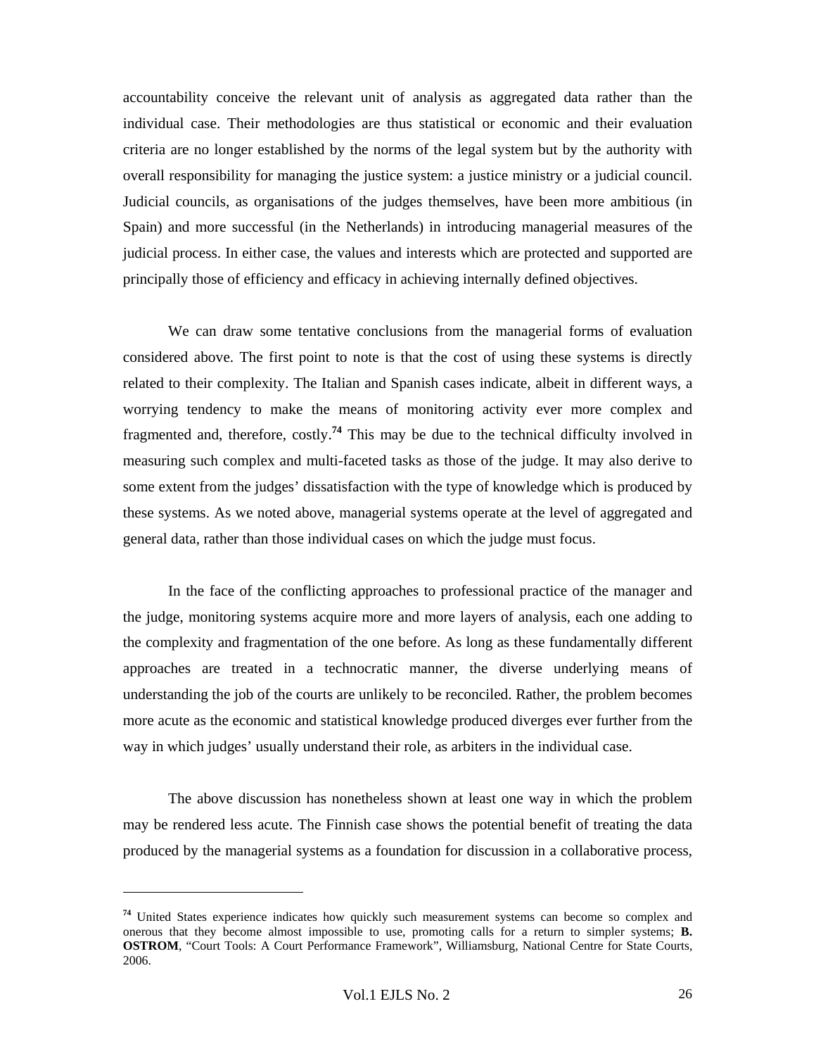accountability conceive the relevant unit of analysis as aggregated data rather than the individual case. Their methodologies are thus statistical or economic and their evaluation criteria are no longer established by the norms of the legal system but by the authority with overall responsibility for managing the justice system: a justice ministry or a judicial council. Judicial councils, as organisations of the judges themselves, have been more ambitious (in Spain) and more successful (in the Netherlands) in introducing managerial measures of the judicial process. In either case, the values and interests which are protected and supported are principally those of efficiency and efficacy in achieving internally defined objectives.

We can draw some tentative conclusions from the managerial forms of evaluation considered above. The first point to note is that the cost of using these systems is directly related to their complexity. The Italian and Spanish cases indicate, albeit in different ways, a worrying tendency to make the means of monitoring activity ever more complex and fragmented and, therefore, costly.[74] This may be due to the technical difficulty involved in measuring such complex and multi-faceted tasks as those of the judge. It may also derive to some extent from the judges' dissatisfaction with the type of knowledge which is produced by these systems. As we noted above, managerial systems operate at the level of aggregated and general data, rather than those individual cases on which the judge must focus.

In the face of the conflicting approaches to professional practice of the manager and the judge, monitoring systems acquire more and more layers of analysis, each one adding to the complexity and fragmentation of the one before. As long as these fundamentally different approaches are treated in a technocratic manner, the diverse underlying means of understanding the job of the courts are unlikely to be reconciled. Rather, the problem becomes more acute as the economic and statistical knowledge produced diverges ever further from the way in which judges' usually understand their role, as arbiters in the individual case.

The above discussion has nonetheless shown at least one way in which the problem may be rendered less acute. The Finnish case shows the potential benefit of treating the data produced by the managerial systems as a foundation for discussion in a collaborative process,

---

[74] United States experience indicates how quickly such measurement systems can become so complex and onerous that they become almost impossible to use, promoting calls for a return to simpler systems; **B. OSTROM**, "Court Tools: A Court Performance Framework", Williamsburg, National Centre for State Courts, 2006.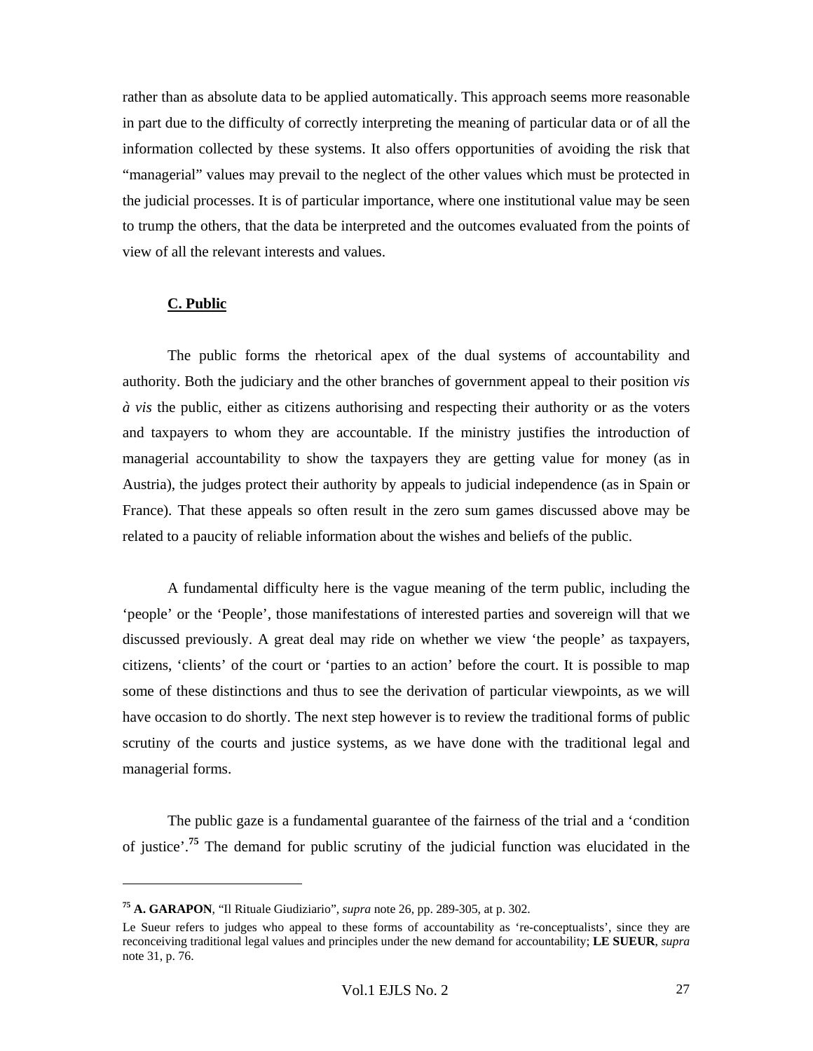rather than as absolute data to be applied automatically. This approach seems more reasonable in part due to the difficulty of correctly interpreting the meaning of particular data or of all the information collected by these systems. It also offers opportunities of avoiding the risk that "managerial" values may prevail to the neglect of the other values which must be protected in the judicial processes. It is of particular importance, where one institutional value may be seen to trump the others, that the data be interpreted and the outcomes evaluated from the points of view of all the relevant interests and values.

### C. Public

The public forms the rhetorical apex of the dual systems of accountability and authority. Both the judiciary and the other branches of government appeal to their position *vis à vis* the public, either as citizens authorising and respecting their authority or as the voters and taxpayers to whom they are accountable. If the ministry justifies the introduction of managerial accountability to show the taxpayers they are getting value for money (as in Austria), the judges protect their authority by appeals to judicial independence (as in Spain or France). That these appeals so often result in the zero sum games discussed above may be related to a paucity of reliable information about the wishes and beliefs of the public.

A fundamental difficulty here is the vague meaning of the term public, including the 'people' or the 'People', those manifestations of interested parties and sovereign will that we discussed previously. A great deal may ride on whether we view 'the people' as taxpayers, citizens, 'clients' of the court or 'parties to an action' before the court. It is possible to map some of these distinctions and thus to see the derivation of particular viewpoints, as we will have occasion to do shortly. The next step however is to review the traditional forms of public scrutiny of the courts and justice systems, as we have done with the traditional legal and managerial forms.

The public gaze is a fundamental guarantee of the fairness of the trial and a 'condition of justice'.[75] The demand for public scrutiny of the judicial function was elucidated in the

---

[75] **A. GARAPON**, "Il Rituale Giudiziario", *supra* note 26, pp. 289-305, at p. 302.

Le Sueur refers to judges who appeal to these forms of accountability as 're-conceptualists', since they are reconceiving traditional legal values and principles under the new demand for accountability; **LE SUEUR**, *supra* note 31, p. 76.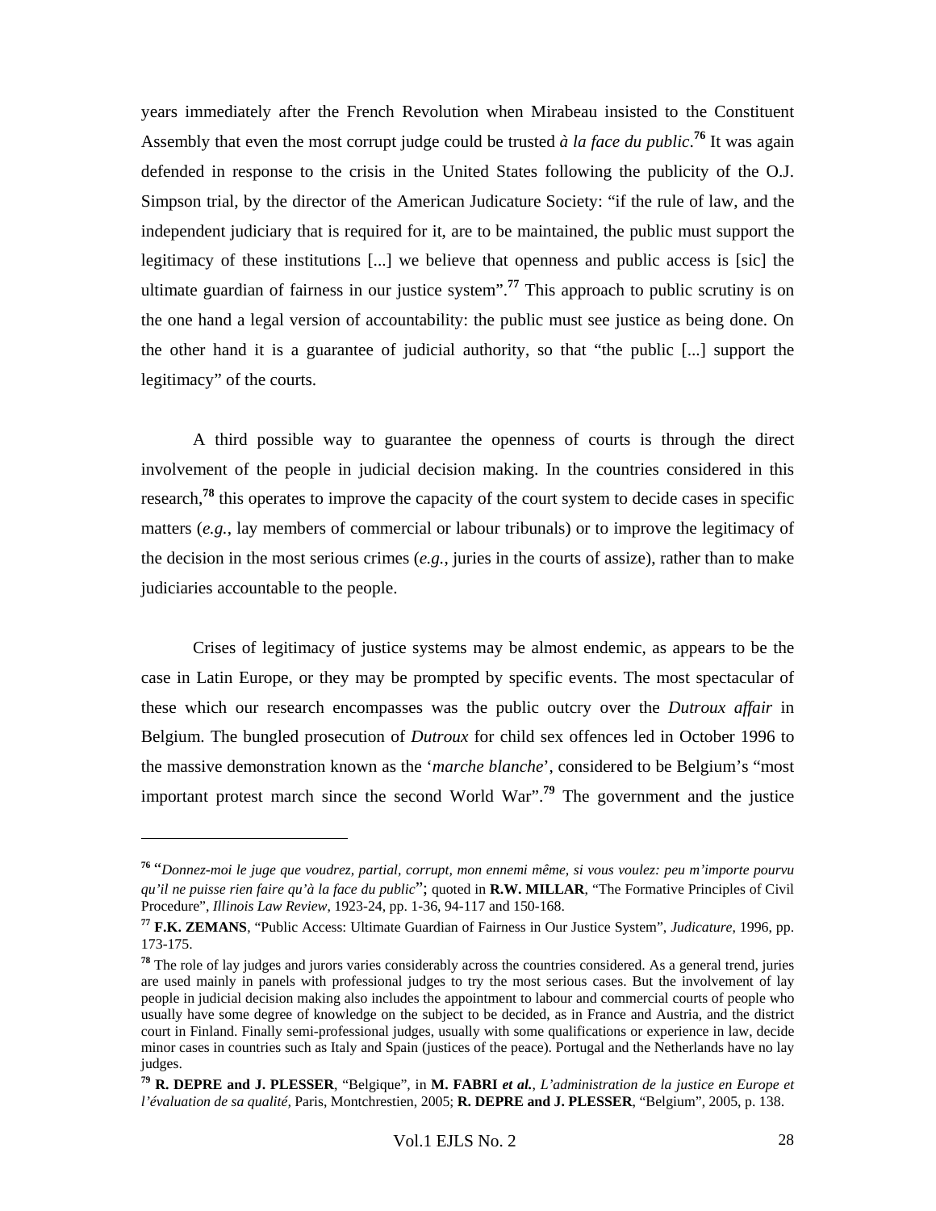years immediately after the French Revolution when Mirabeau insisted to the Constituent Assembly that even the most corrupt judge could be trusted *à la face du public*.[76] It was again defended in response to the crisis in the United States following the publicity of the O.J. Simpson trial, by the director of the American Judicature Society: "if the rule of law, and the independent judiciary that is required for it, are to be maintained, the public must support the legitimacy of these institutions [...] we believe that openness and public access is [sic] the ultimate guardian of fairness in our justice system".[77] This approach to public scrutiny is on the one hand a legal version of accountability: the public must see justice as being done. On the other hand it is a guarantee of judicial authority, so that "the public [...] support the legitimacy" of the courts.

A third possible way to guarantee the openness of courts is through the direct involvement of the people in judicial decision making. In the countries considered in this research,[78] this operates to improve the capacity of the court system to decide cases in specific matters (*e.g.*, lay members of commercial or labour tribunals) or to improve the legitimacy of the decision in the most serious crimes (*e.g.*, juries in the courts of assize), rather than to make judiciaries accountable to the people.

Crises of legitimacy of justice systems may be almost endemic, as appears to be the case in Latin Europe, or they may be prompted by specific events. The most spectacular of these which our research encompasses was the public outcry over the *Dutroux affair* in Belgium. The bungled prosecution of *Dutroux* for child sex offences led in October 1996 to the massive demonstration known as the '*marche blanche*', considered to be Belgium's "most important protest march since the second World War".[79] The government and the justice

---

[76] "*Donnez-moi le juge que voudrez, partial, corrupt, mon ennemi même, si vous voulez: peu m'importe pourvu qu'il ne puisse rien faire qu'à la face du public*"; quoted in **R.W. MILLAR**, "The Formative Principles of Civil Procedure", *Illinois Law Review*, 1923-24, pp. 1-36, 94-117 and 150-168.

[77] **F.K. ZEMANS**, "Public Access: Ultimate Guardian of Fairness in Our Justice System", *Judicature*, 1996, pp. 173-175.

[78] The role of lay judges and jurors varies considerably across the countries considered. As a general trend, juries are used mainly in panels with professional judges to try the most serious cases. But the involvement of lay people in judicial decision making also includes the appointment to labour and commercial courts of people who usually have some degree of knowledge on the subject to be decided, as in France and Austria, and the district court in Finland. Finally semi-professional judges, usually with some qualifications or experience in law, decide minor cases in countries such as Italy and Spain (justices of the peace). Portugal and the Netherlands have no lay judges.

[79] **R. DEPRE and J. PLESSER**, "Belgique", in **M. FABRI *et al.***, *L'administration de la justice en Europe et l'évaluation de sa qualité*, Paris, Montchrestien, 2005; **R. DEPRE and J. PLESSER**, "Belgium", 2005, p. 138.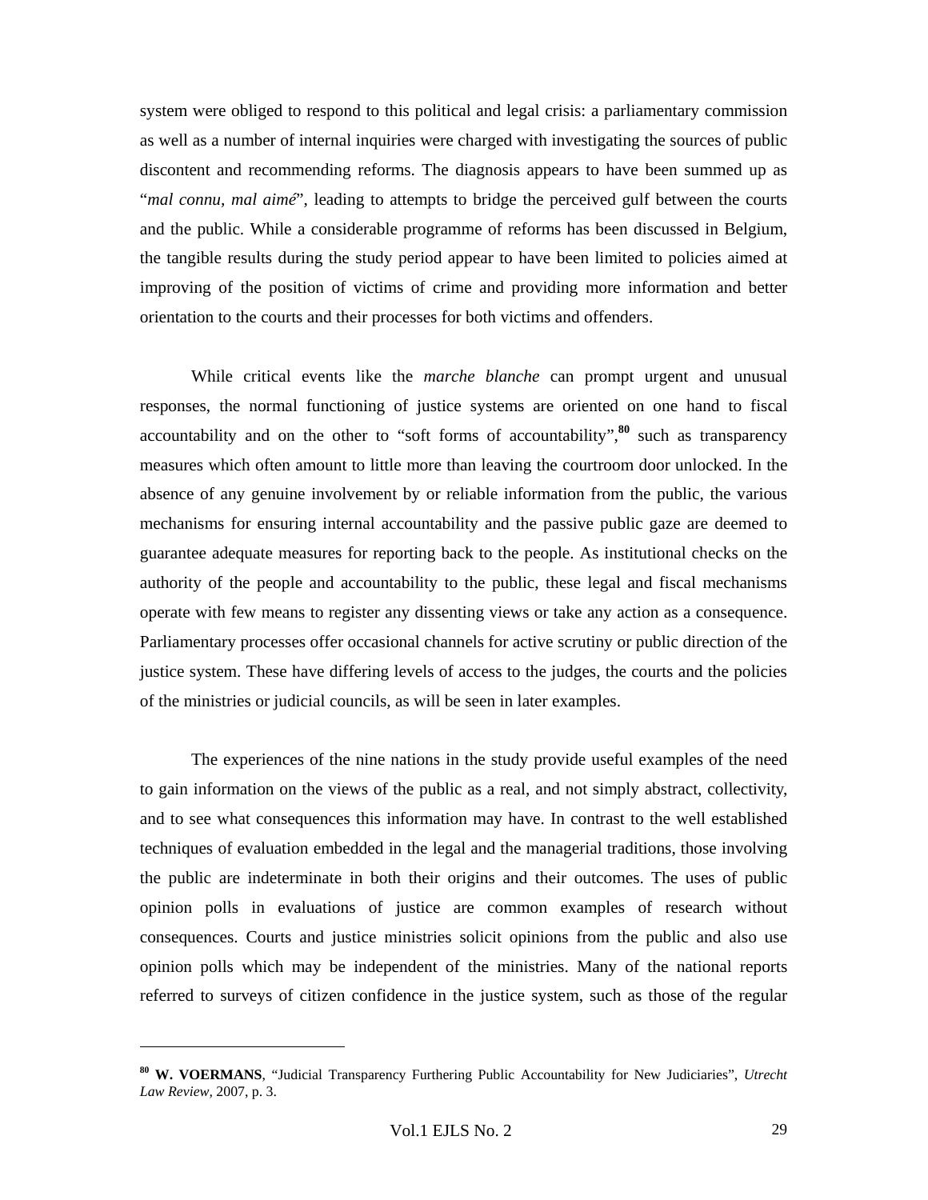system were obliged to respond to this political and legal crisis: a parliamentary commission as well as a number of internal inquiries were charged with investigating the sources of public discontent and recommending reforms. The diagnosis appears to have been summed up as "*mal connu, mal aimé*", leading to attempts to bridge the perceived gulf between the courts and the public. While a considerable programme of reforms has been discussed in Belgium, the tangible results during the study period appear to have been limited to policies aimed at improving of the position of victims of crime and providing more information and better orientation to the courts and their processes for both victims and offenders.

While critical events like the *marche blanche* can prompt urgent and unusual responses, the normal functioning of justice systems are oriented on one hand to fiscal accountability and on the other to "soft forms of accountability",[80] such as transparency measures which often amount to little more than leaving the courtroom door unlocked. In the absence of any genuine involvement by or reliable information from the public, the various mechanisms for ensuring internal accountability and the passive public gaze are deemed to guarantee adequate measures for reporting back to the people. As institutional checks on the authority of the people and accountability to the public, these legal and fiscal mechanisms operate with few means to register any dissenting views or take any action as a consequence. Parliamentary processes offer occasional channels for active scrutiny or public direction of the justice system. These have differing levels of access to the judges, the courts and the policies of the ministries or judicial councils, as will be seen in later examples.

The experiences of the nine nations in the study provide useful examples of the need to gain information on the views of the public as a real, and not simply abstract, collectivity, and to see what consequences this information may have. In contrast to the well established techniques of evaluation embedded in the legal and the managerial traditions, those involving the public are indeterminate in both their origins and their outcomes. The uses of public opinion polls in evaluations of justice are common examples of research without consequences. Courts and justice ministries solicit opinions from the public and also use opinion polls which may be independent of the ministries. Many of the national reports referred to surveys of citizen confidence in the justice system, such as those of the regular

---

[80] **W. VOERMANS**, "Judicial Transparency Furthering Public Accountability for New Judiciaries", *Utrecht Law Review*, 2007, p. 3.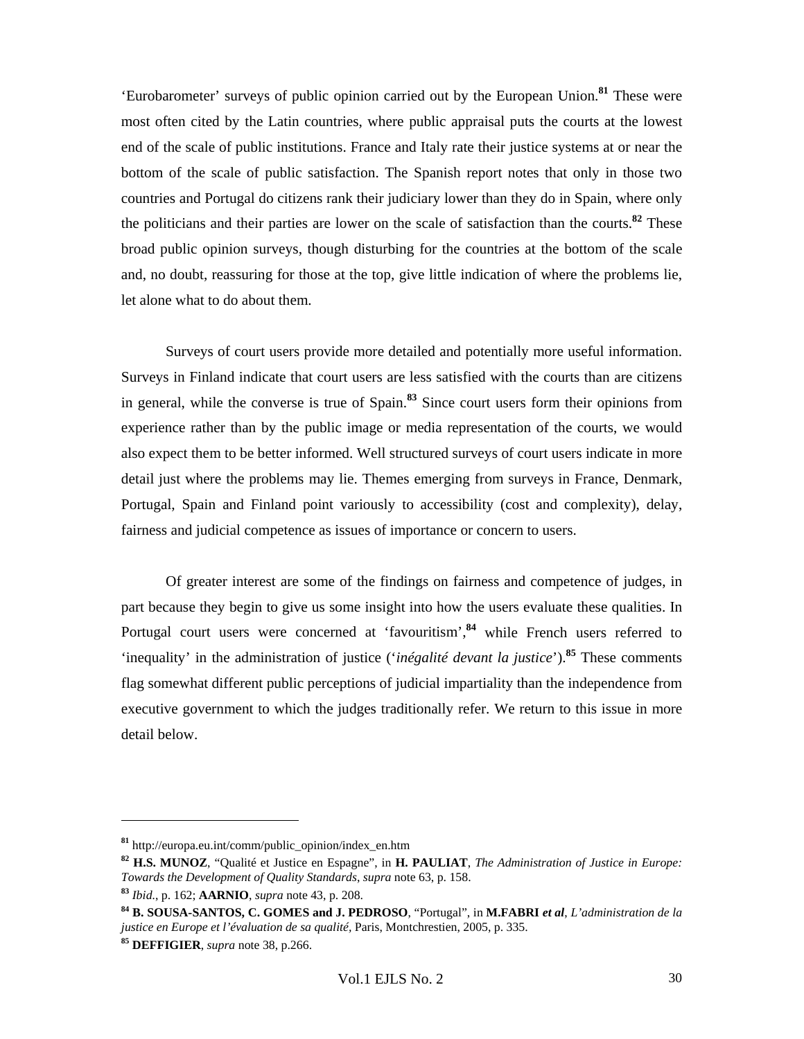'Eurobarometer' surveys of public opinion carried out by the European Union.[81] These were most often cited by the Latin countries, where public appraisal puts the courts at the lowest end of the scale of public institutions. France and Italy rate their justice systems at or near the bottom of the scale of public satisfaction. The Spanish report notes that only in those two countries and Portugal do citizens rank their judiciary lower than they do in Spain, where only the politicians and their parties are lower on the scale of satisfaction than the courts.[82] These broad public opinion surveys, though disturbing for the countries at the bottom of the scale and, no doubt, reassuring for those at the top, give little indication of where the problems lie, let alone what to do about them.

Surveys of court users provide more detailed and potentially more useful information. Surveys in Finland indicate that court users are less satisfied with the courts than are citizens in general, while the converse is true of Spain.[83] Since court users form their opinions from experience rather than by the public image or media representation of the courts, we would also expect them to be better informed. Well structured surveys of court users indicate in more detail just where the problems may lie. Themes emerging from surveys in France, Denmark, Portugal, Spain and Finland point variously to accessibility (cost and complexity), delay, fairness and judicial competence as issues of importance or concern to users.

Of greater interest are some of the findings on fairness and competence of judges, in part because they begin to give us some insight into how the users evaluate these qualities. In Portugal court users were concerned at 'favouritism',[84] while French users referred to 'inequality' in the administration of justice ('*inégalité devant la justice*').[85] These comments flag somewhat different public perceptions of judicial impartiality than the independence from executive government to which the judges traditionally refer. We return to this issue in more detail below.

---

[81] http://europa.eu.int/comm/public_opinion/index_en.htm

[82] **H.S. MUNOZ**, "Qualité et Justice en Espagne", in **H. PAULIAT**, *The Administration of Justice in Europe: Towards the Development of Quality Standards*, *supra* note 63, p. 158.

[83] *Ibid.*, p. 162; **AARNIO**, *supra* note 43, p. 208.

[84] **B. SOUSA-SANTOS, C. GOMES and J. PEDROSO**, "Portugal", in **M.FABRI *et al***, *L'administration de la justice en Europe et l'évaluation de sa qualité*, Paris, Montchrestien, 2005, p. 335.

[85] **DEFFIGIER**, *supra* note 38, p.266.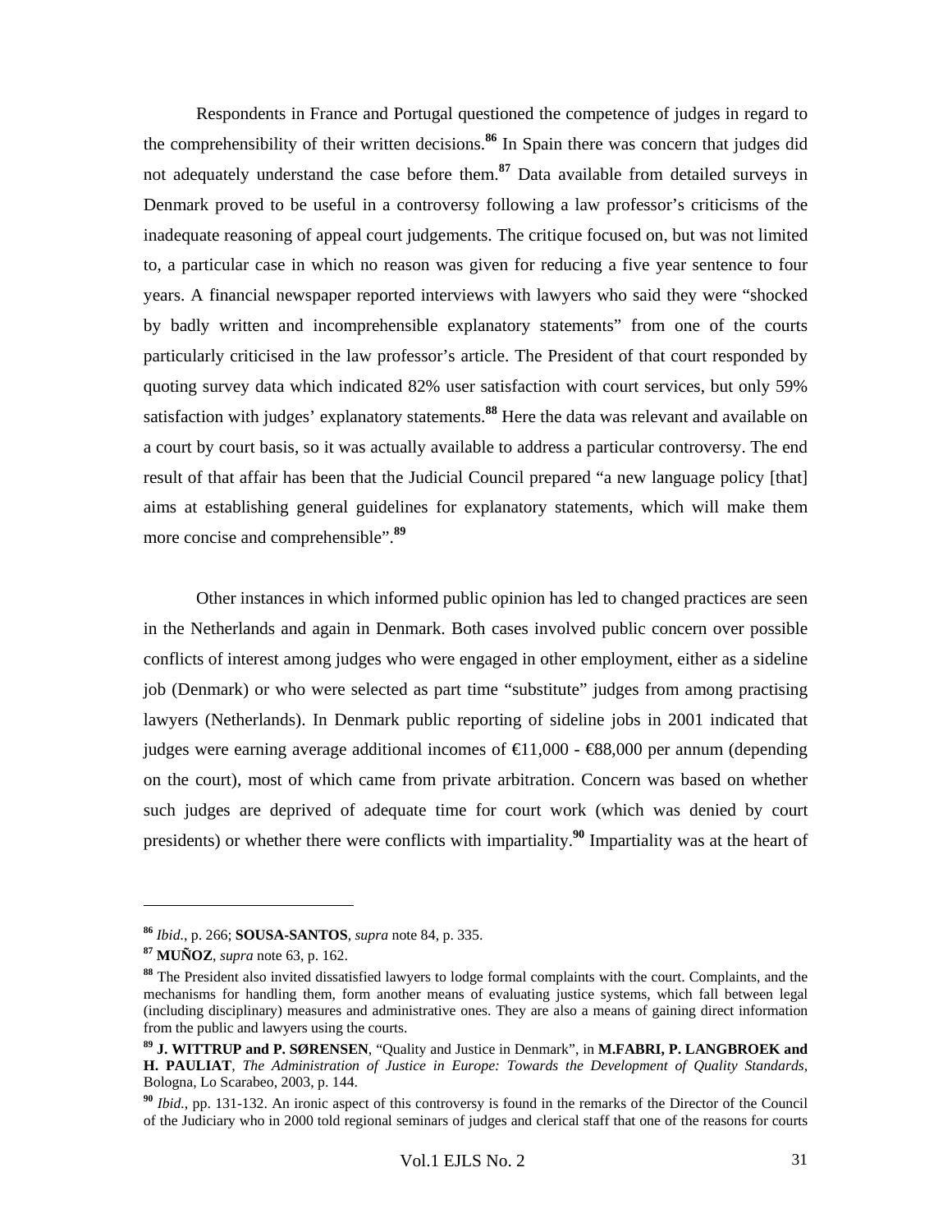Respondents in France and Portugal questioned the competence of judges in regard to the comprehensibility of their written decisions.[86] In Spain there was concern that judges did not adequately understand the case before them.[87] Data available from detailed surveys in Denmark proved to be useful in a controversy following a law professor's criticisms of the inadequate reasoning of appeal court judgements. The critique focused on, but was not limited to, a particular case in which no reason was given for reducing a five year sentence to four years. A financial newspaper reported interviews with lawyers who said they were "shocked by badly written and incomprehensible explanatory statements" from one of the courts particularly criticised in the law professor's article. The President of that court responded by quoting survey data which indicated 82% user satisfaction with court services, but only 59% satisfaction with judges' explanatory statements.[88] Here the data was relevant and available on a court by court basis, so it was actually available to address a particular controversy. The end result of that affair has been that the Judicial Council prepared "a new language policy [that] aims at establishing general guidelines for explanatory statements, which will make them more concise and comprehensible".[89]

Other instances in which informed public opinion has led to changed practices are seen in the Netherlands and again in Denmark. Both cases involved public concern over possible conflicts of interest among judges who were engaged in other employment, either as a sideline job (Denmark) or who were selected as part time "substitute" judges from among practising lawyers (Netherlands). In Denmark public reporting of sideline jobs in 2001 indicated that judges were earning average additional incomes of €11,000 - €88,000 per annum (depending on the court), most of which came from private arbitration. Concern was based on whether such judges are deprived of adequate time for court work (which was denied by court presidents) or whether there were conflicts with impartiality.[90] Impartiality was at the heart of

---

[86] *Ibid.*, p. 266; **SOUSA-SANTOS**, *supra* note 84, p. 335.

[87] **MUÑOZ**, *supra* note 63, p. 162.

[88] The President also invited dissatisfied lawyers to lodge formal complaints with the court. Complaints, and the mechanisms for handling them, form another means of evaluating justice systems, which fall between legal (including disciplinary) measures and administrative ones. They are also a means of gaining direct information from the public and lawyers using the courts.

[89] **J. WITTRUP and P. SØRENSEN**, "Quality and Justice in Denmark", in **M.FABRI, P. LANGBROEK and H. PAULIAT**, *The Administration of Justice in Europe: Towards the Development of Quality Standards*, Bologna, Lo Scarabeo, 2003, p. 144.

[90] *Ibid.*, pp. 131-132. An ironic aspect of this controversy is found in the remarks of the Director of the Council of the Judiciary who in 2000 told regional seminars of judges and clerical staff that one of the reasons for courts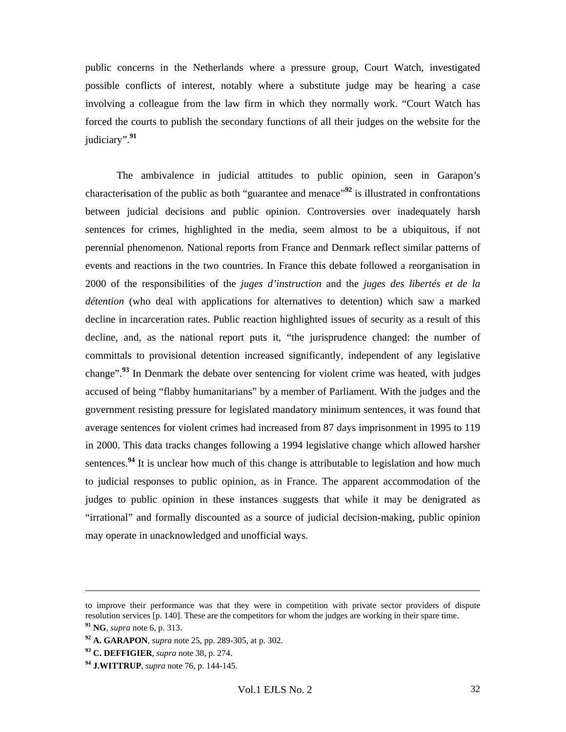public concerns in the Netherlands where a pressure group, Court Watch, investigated possible conflicts of interest, notably where a substitute judge may be hearing a case involving a colleague from the law firm in which they normally work. "Court Watch has forced the courts to publish the secondary functions of all their judges on the website for the judiciary".[91]

The ambivalence in judicial attitudes to public opinion, seen in Garapon's characterisation of the public as both "guarantee and menace"[92] is illustrated in confrontations between judicial decisions and public opinion. Controversies over inadequately harsh sentences for crimes, highlighted in the media, seem almost to be a ubiquitous, if not perennial phenomenon. National reports from France and Denmark reflect similar patterns of events and reactions in the two countries. In France this debate followed a reorganisation in 2000 of the responsibilities of the *juges d'instruction* and the *juges des libertés et de la détention* (who deal with applications for alternatives to detention) which saw a marked decline in incarceration rates. Public reaction highlighted issues of security as a result of this decline, and, as the national report puts it, "the jurisprudence changed: the number of committals to provisional detention increased significantly, independent of any legislative change".[93] In Denmark the debate over sentencing for violent crime was heated, with judges accused of being "flabby humanitarians" by a member of Parliament. With the judges and the government resisting pressure for legislated mandatory minimum sentences, it was found that average sentences for violent crimes had increased from 87 days imprisonment in 1995 to 119 in 2000. This data tracks changes following a 1994 legislative change which allowed harsher sentences.[94] It is unclear how much of this change is attributable to legislation and how much to judicial responses to public opinion, as in France. The apparent accommodation of the judges to public opinion in these instances suggests that while it may be denigrated as "irrational" and formally discounted as a source of judicial decision-making, public opinion may operate in unacknowledged and unofficial ways.

---

to improve their performance was that they were in competition with private sector providers of dispute resolution services [p. 140]. These are the competitors for whom the judges are working in their spare time.

[91] **NG**, *supra* note 6, p. 313.

[92] **A. GARAPON**, *supra* note 25, pp. 289-305, at p. 302.

[93] **C. DEFFIGIER**, *supra* note 38, p. 274.

[94] **J.WITTRUP**, *supra* note 76, p. 144-145.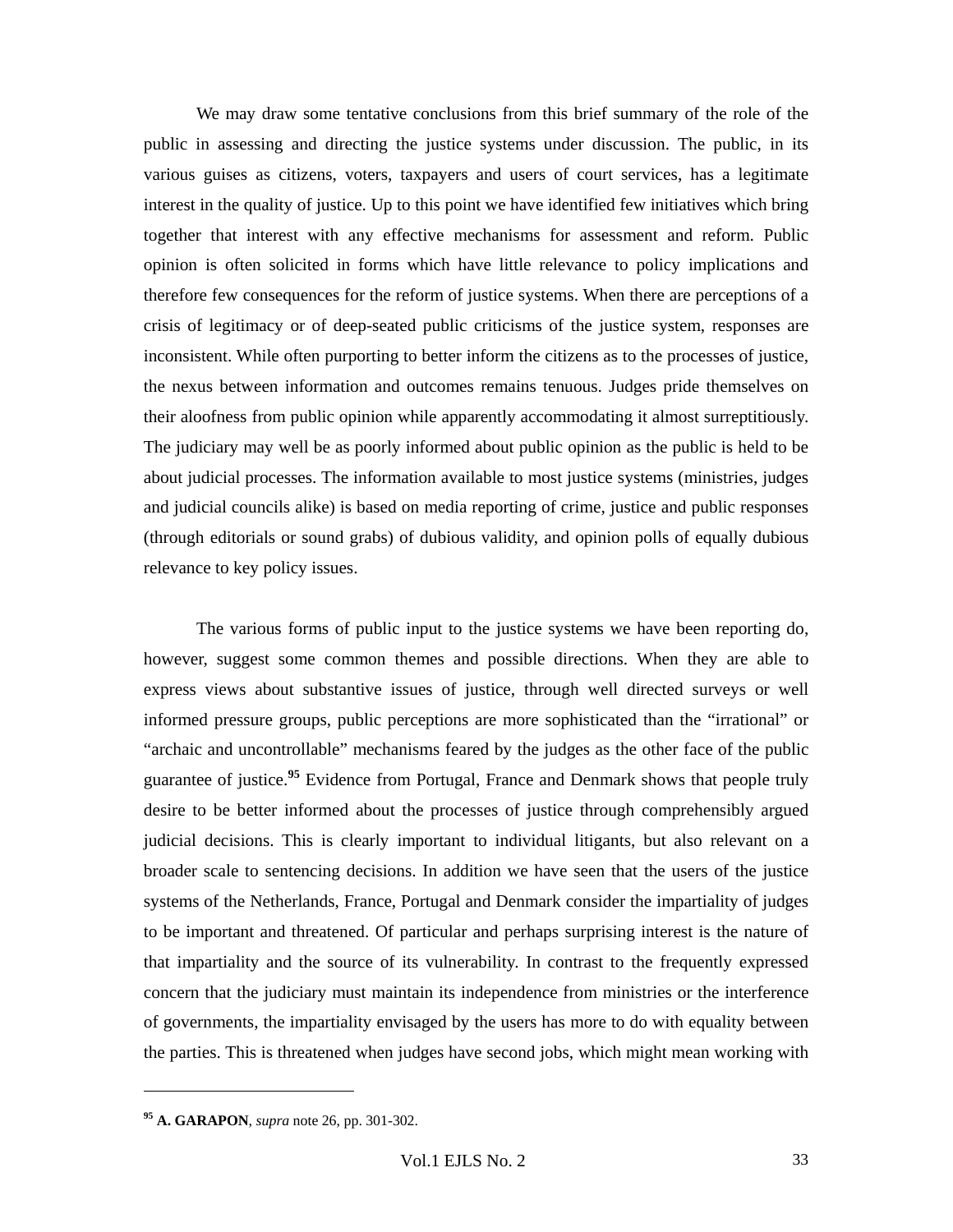We may draw some tentative conclusions from this brief summary of the role of the public in assessing and directing the justice systems under discussion. The public, in its various guises as citizens, voters, taxpayers and users of court services, has a legitimate interest in the quality of justice. Up to this point we have identified few initiatives which bring together that interest with any effective mechanisms for assessment and reform. Public opinion is often solicited in forms which have little relevance to policy implications and therefore few consequences for the reform of justice systems. When there are perceptions of a crisis of legitimacy or of deep-seated public criticisms of the justice system, responses are inconsistent. While often purporting to better inform the citizens as to the processes of justice, the nexus between information and outcomes remains tenuous. Judges pride themselves on their aloofness from public opinion while apparently accommodating it almost surreptitiously. The judiciary may well be as poorly informed about public opinion as the public is held to be about judicial processes. The information available to most justice systems (ministries, judges and judicial councils alike) is based on media reporting of crime, justice and public responses (through editorials or sound grabs) of dubious validity, and opinion polls of equally dubious relevance to key policy issues.

The various forms of public input to the justice systems we have been reporting do, however, suggest some common themes and possible directions. When they are able to express views about substantive issues of justice, through well directed surveys or well informed pressure groups, public perceptions are more sophisticated than the "irrational" or "archaic and uncontrollable" mechanisms feared by the judges as the other face of the public guarantee of justice.[95] Evidence from Portugal, France and Denmark shows that people truly desire to be better informed about the processes of justice through comprehensibly argued judicial decisions. This is clearly important to individual litigants, but also relevant on a broader scale to sentencing decisions. In addition we have seen that the users of the justice systems of the Netherlands, France, Portugal and Denmark consider the impartiality of judges to be important and threatened. Of particular and perhaps surprising interest is the nature of that impartiality and the source of its vulnerability. In contrast to the frequently expressed concern that the judiciary must maintain its independence from ministries or the interference of governments, the impartiality envisaged by the users has more to do with equality between the parties. This is threatened when judges have second jobs, which might mean working with

---

[95] **A. GARAPON**, *supra* note 26, pp. 301-302.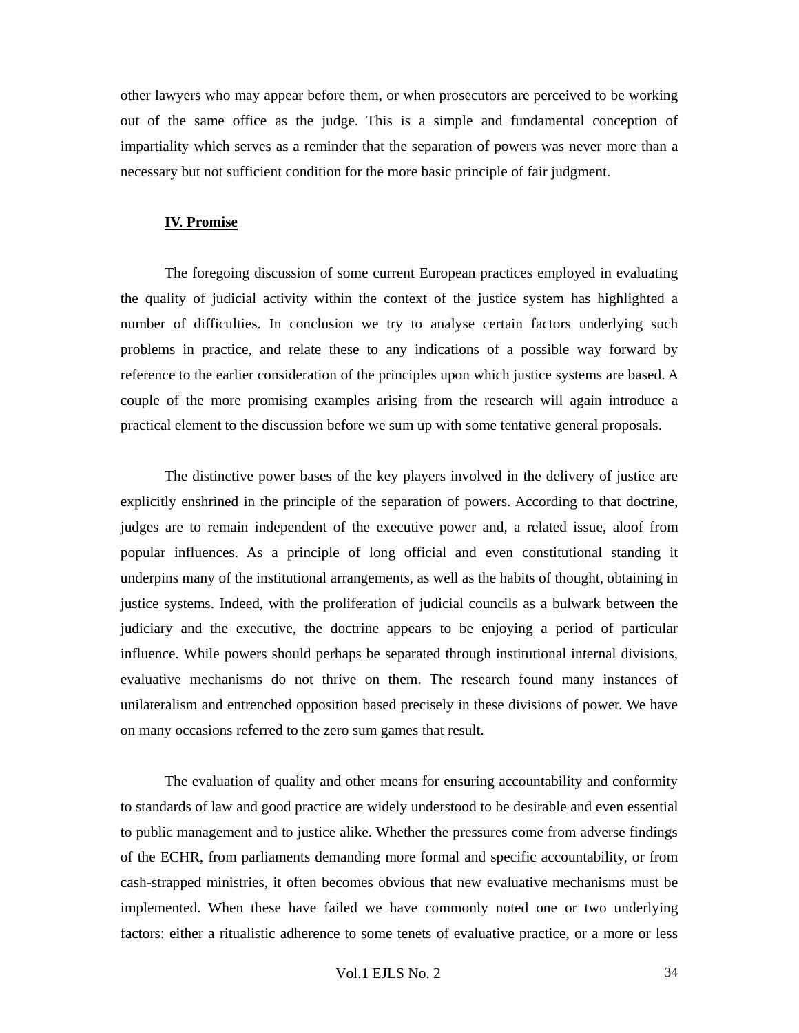other lawyers who may appear before them, or when prosecutors are perceived to be working out of the same office as the judge. This is a simple and fundamental conception of impartiality which serves as a reminder that the separation of powers was never more than a necessary but not sufficient condition for the more basic principle of fair judgment.

## IV. Promise

The foregoing discussion of some current European practices employed in evaluating the quality of judicial activity within the context of the justice system has highlighted a number of difficulties. In conclusion we try to analyse certain factors underlying such problems in practice, and relate these to any indications of a possible way forward by reference to the earlier consideration of the principles upon which justice systems are based. A couple of the more promising examples arising from the research will again introduce a practical element to the discussion before we sum up with some tentative general proposals.

The distinctive power bases of the key players involved in the delivery of justice are explicitly enshrined in the principle of the separation of powers. According to that doctrine, judges are to remain independent of the executive power and, a related issue, aloof from popular influences. As a principle of long official and even constitutional standing it underpins many of the institutional arrangements, as well as the habits of thought, obtaining in justice systems. Indeed, with the proliferation of judicial councils as a bulwark between the judiciary and the executive, the doctrine appears to be enjoying a period of particular influence. While powers should perhaps be separated through institutional internal divisions, evaluative mechanisms do not thrive on them. The research found many instances of unilateralism and entrenched opposition based precisely in these divisions of power. We have on many occasions referred to the zero sum games that result.

The evaluation of quality and other means for ensuring accountability and conformity to standards of law and good practice are widely understood to be desirable and even essential to public management and to justice alike. Whether the pressures come from adverse findings of the ECHR, from parliaments demanding more formal and specific accountability, or from cash-strapped ministries, it often becomes obvious that new evaluative mechanisms must be implemented. When these have failed we have commonly noted one or two underlying factors: either a ritualistic adherence to some tenets of evaluative practice, or a more or less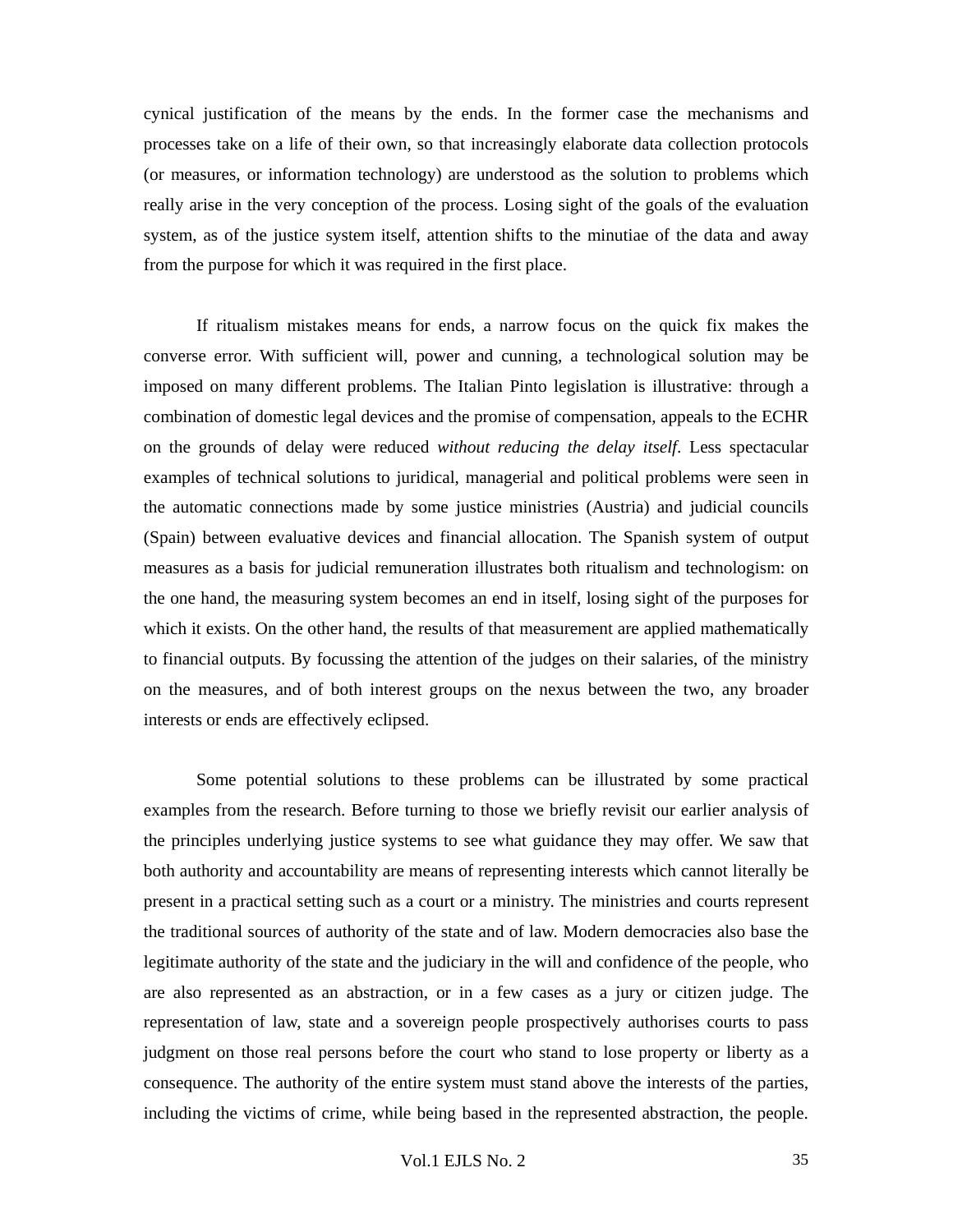cynical justification of the means by the ends. In the former case the mechanisms and processes take on a life of their own, so that increasingly elaborate data collection protocols (or measures, or information technology) are understood as the solution to problems which really arise in the very conception of the process. Losing sight of the goals of the evaluation system, as of the justice system itself, attention shifts to the minutiae of the data and away from the purpose for which it was required in the first place.

If ritualism mistakes means for ends, a narrow focus on the quick fix makes the converse error. With sufficient will, power and cunning, a technological solution may be imposed on many different problems. The Italian Pinto legislation is illustrative: through a combination of domestic legal devices and the promise of compensation, appeals to the ECHR on the grounds of delay were reduced *without reducing the delay itself*. Less spectacular examples of technical solutions to juridical, managerial and political problems were seen in the automatic connections made by some justice ministries (Austria) and judicial councils (Spain) between evaluative devices and financial allocation. The Spanish system of output measures as a basis for judicial remuneration illustrates both ritualism and technologism: on the one hand, the measuring system becomes an end in itself, losing sight of the purposes for which it exists. On the other hand, the results of that measurement are applied mathematically to financial outputs. By focussing the attention of the judges on their salaries, of the ministry on the measures, and of both interest groups on the nexus between the two, any broader interests or ends are effectively eclipsed.

Some potential solutions to these problems can be illustrated by some practical examples from the research. Before turning to those we briefly revisit our earlier analysis of the principles underlying justice systems to see what guidance they may offer. We saw that both authority and accountability are means of representing interests which cannot literally be present in a practical setting such as a court or a ministry. The ministries and courts represent the traditional sources of authority of the state and of law. Modern democracies also base the legitimate authority of the state and the judiciary in the will and confidence of the people, who are also represented as an abstraction, or in a few cases as a jury or citizen judge. The representation of law, state and a sovereign people prospectively authorises courts to pass judgment on those real persons before the court who stand to lose property or liberty as a consequence. The authority of the entire system must stand above the interests of the parties, including the victims of crime, while being based in the represented abstraction, the people.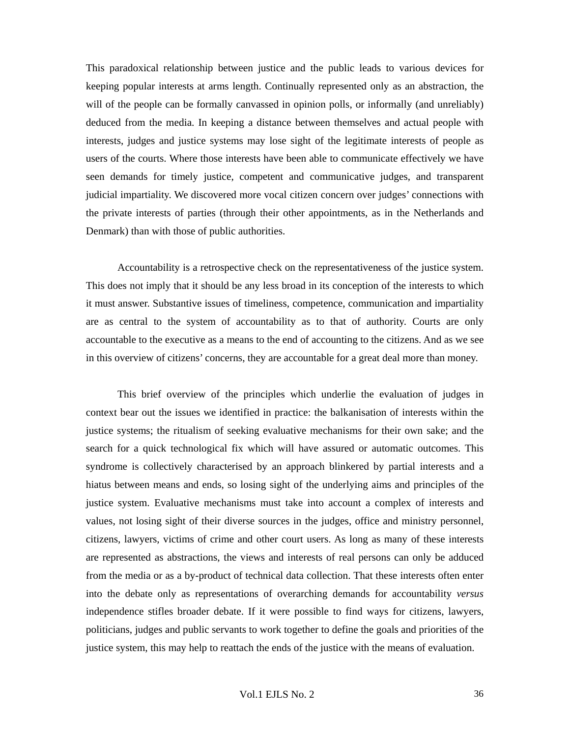This paradoxical relationship between justice and the public leads to various devices for keeping popular interests at arms length. Continually represented only as an abstraction, the will of the people can be formally canvassed in opinion polls, or informally (and unreliably) deduced from the media. In keeping a distance between themselves and actual people with interests, judges and justice systems may lose sight of the legitimate interests of people as users of the courts. Where those interests have been able to communicate effectively we have seen demands for timely justice, competent and communicative judges, and transparent judicial impartiality. We discovered more vocal citizen concern over judges' connections with the private interests of parties (through their other appointments, as in the Netherlands and Denmark) than with those of public authorities.

Accountability is a retrospective check on the representativeness of the justice system. This does not imply that it should be any less broad in its conception of the interests to which it must answer. Substantive issues of timeliness, competence, communication and impartiality are as central to the system of accountability as to that of authority. Courts are only accountable to the executive as a means to the end of accounting to the citizens. And as we see in this overview of citizens' concerns, they are accountable for a great deal more than money.

This brief overview of the principles which underlie the evaluation of judges in context bear out the issues we identified in practice: the balkanisation of interests within the justice systems; the ritualism of seeking evaluative mechanisms for their own sake; and the search for a quick technological fix which will have assured or automatic outcomes. This syndrome is collectively characterised by an approach blinkered by partial interests and a hiatus between means and ends, so losing sight of the underlying aims and principles of the justice system. Evaluative mechanisms must take into account a complex of interests and values, not losing sight of their diverse sources in the judges, office and ministry personnel, citizens, lawyers, victims of crime and other court users. As long as many of these interests are represented as abstractions, the views and interests of real persons can only be adduced from the media or as a by-product of technical data collection. That these interests often enter into the debate only as representations of overarching demands for accountability *versus* independence stifles broader debate. If it were possible to find ways for citizens, lawyers, politicians, judges and public servants to work together to define the goals and priorities of the justice system, this may help to reattach the ends of the justice with the means of evaluation.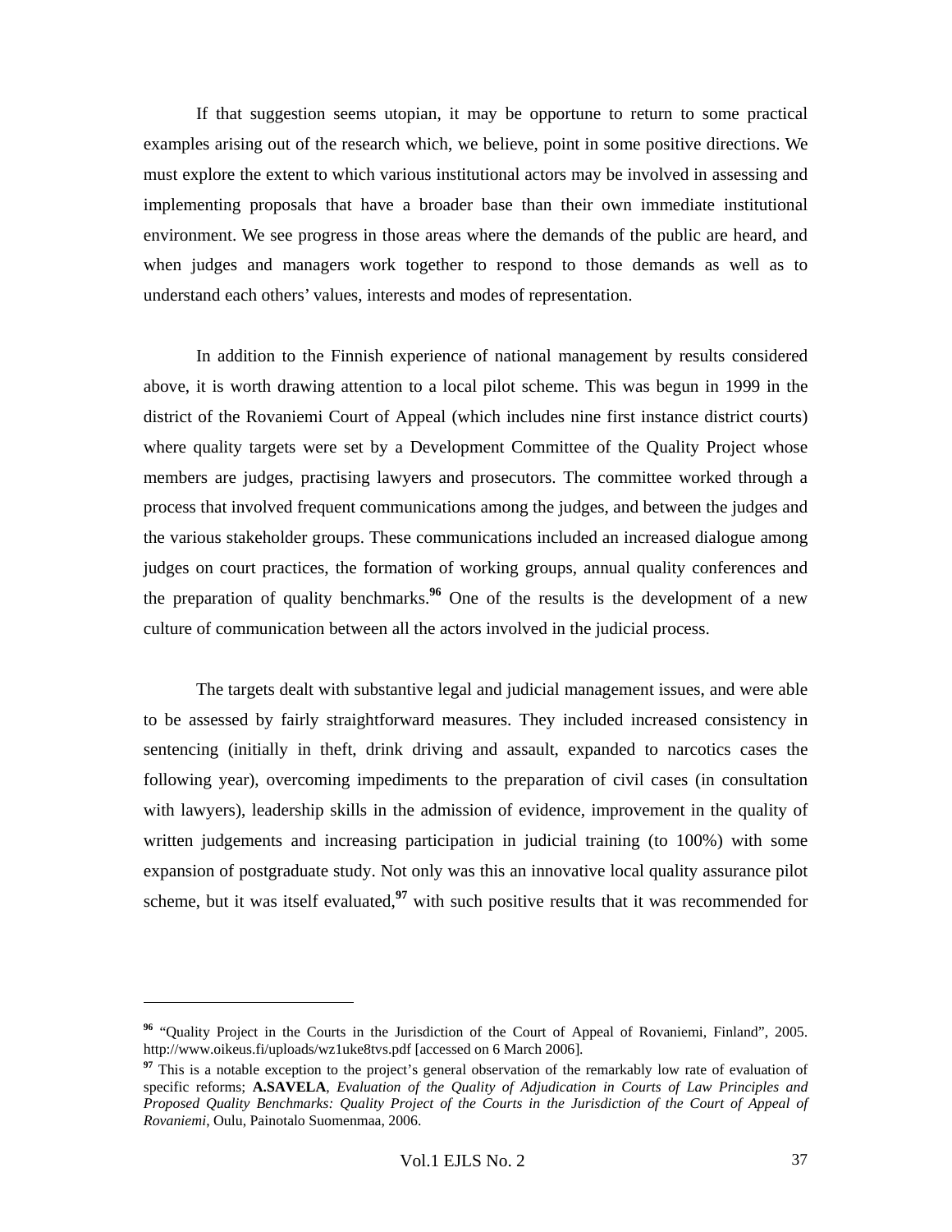If that suggestion seems utopian, it may be opportune to return to some practical examples arising out of the research which, we believe, point in some positive directions. We must explore the extent to which various institutional actors may be involved in assessing and implementing proposals that have a broader base than their own immediate institutional environment. We see progress in those areas where the demands of the public are heard, and when judges and managers work together to respond to those demands as well as to understand each others' values, interests and modes of representation.

In addition to the Finnish experience of national management by results considered above, it is worth drawing attention to a local pilot scheme. This was begun in 1999 in the district of the Rovaniemi Court of Appeal (which includes nine first instance district courts) where quality targets were set by a Development Committee of the Quality Project whose members are judges, practising lawyers and prosecutors. The committee worked through a process that involved frequent communications among the judges, and between the judges and the various stakeholder groups. These communications included an increased dialogue among judges on court practices, the formation of working groups, annual quality conferences and the preparation of quality benchmarks.[96] One of the results is the development of a new culture of communication between all the actors involved in the judicial process.

The targets dealt with substantive legal and judicial management issues, and were able to be assessed by fairly straightforward measures. They included increased consistency in sentencing (initially in theft, drink driving and assault, expanded to narcotics cases the following year), overcoming impediments to the preparation of civil cases (in consultation with lawyers), leadership skills in the admission of evidence, improvement in the quality of written judgements and increasing participation in judicial training (to 100%) with some expansion of postgraduate study. Not only was this an innovative local quality assurance pilot scheme, but it was itself evaluated,[97] with such positive results that it was recommended for

---

[96] "Quality Project in the Courts in the Jurisdiction of the Court of Appeal of Rovaniemi, Finland", 2005. http://www.oikeus.fi/uploads/wz1uke8tvs.pdf [accessed on 6 March 2006].

[97] This is a notable exception to the project's general observation of the remarkably low rate of evaluation of specific reforms; **A.SAVELA**, *Evaluation of the Quality of Adjudication in Courts of Law Principles and Proposed Quality Benchmarks: Quality Project of the Courts in the Jurisdiction of the Court of Appeal of Rovaniemi*, Oulu, Painotalo Suomenmaa, 2006.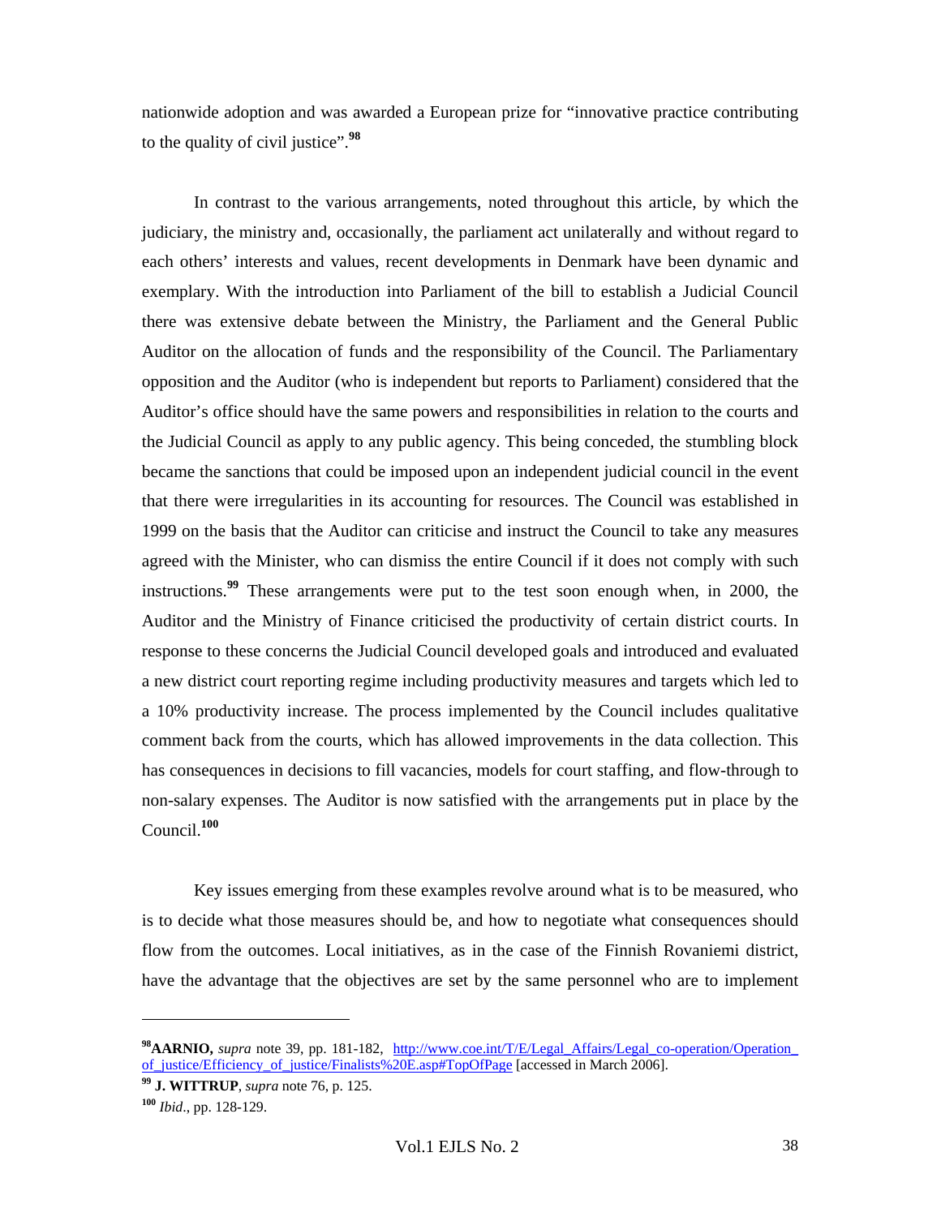nationwide adoption and was awarded a European prize for "innovative practice contributing to the quality of civil justice".[98]

In contrast to the various arrangements, noted throughout this article, by which the judiciary, the ministry and, occasionally, the parliament act unilaterally and without regard to each others' interests and values, recent developments in Denmark have been dynamic and exemplary. With the introduction into Parliament of the bill to establish a Judicial Council there was extensive debate between the Ministry, the Parliament and the General Public Auditor on the allocation of funds and the responsibility of the Council. The Parliamentary opposition and the Auditor (who is independent but reports to Parliament) considered that the Auditor's office should have the same powers and responsibilities in relation to the courts and the Judicial Council as apply to any public agency. This being conceded, the stumbling block became the sanctions that could be imposed upon an independent judicial council in the event that there were irregularities in its accounting for resources. The Council was established in 1999 on the basis that the Auditor can criticise and instruct the Council to take any measures agreed with the Minister, who can dismiss the entire Council if it does not comply with such instructions.[99] These arrangements were put to the test soon enough when, in 2000, the Auditor and the Ministry of Finance criticised the productivity of certain district courts. In response to these concerns the Judicial Council developed goals and introduced and evaluated a new district court reporting regime including productivity measures and targets which led to a 10% productivity increase. The process implemented by the Council includes qualitative comment back from the courts, which has allowed improvements in the data collection. This has consequences in decisions to fill vacancies, models for court staffing, and flow-through to non-salary expenses. The Auditor is now satisfied with the arrangements put in place by the Council.[100]

Key issues emerging from these examples revolve around what is to be measured, who is to decide what those measures should be, and how to negotiate what consequences should flow from the outcomes. Local initiatives, as in the case of the Finnish Rovaniemi district, have the advantage that the objectives are set by the same personnel who are to implement

---

[98] **AARNIO,** *supra* note 39, pp. 181-182, http://www.coe.int/T/E/Legal_Affairs/Legal_co-operation/Operation_of_justice/Efficiency_of_justice/Finalists%20E.asp#TopOfPage [accessed in March 2006].

[99] **J. WITTRUP**, *supra* note 76, p. 125.

[100] *Ibid*., pp. 128-129.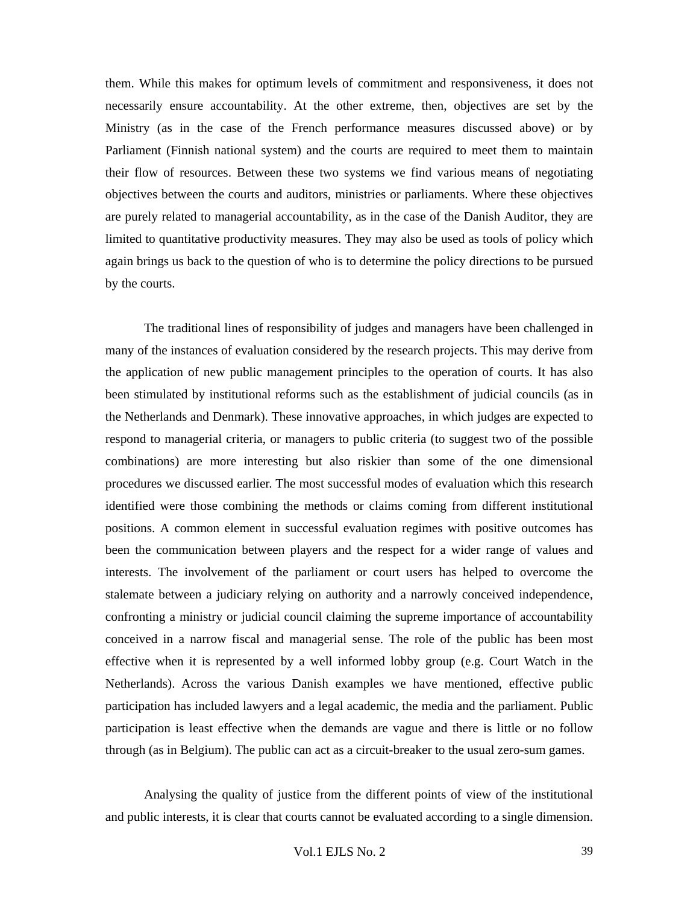them. While this makes for optimum levels of commitment and responsiveness, it does not necessarily ensure accountability. At the other extreme, then, objectives are set by the Ministry (as in the case of the French performance measures discussed above) or by Parliament (Finnish national system) and the courts are required to meet them to maintain their flow of resources. Between these two systems we find various means of negotiating objectives between the courts and auditors, ministries or parliaments. Where these objectives are purely related to managerial accountability, as in the case of the Danish Auditor, they are limited to quantitative productivity measures. They may also be used as tools of policy which again brings us back to the question of who is to determine the policy directions to be pursued by the courts.

The traditional lines of responsibility of judges and managers have been challenged in many of the instances of evaluation considered by the research projects. This may derive from the application of new public management principles to the operation of courts. It has also been stimulated by institutional reforms such as the establishment of judicial councils (as in the Netherlands and Denmark). These innovative approaches, in which judges are expected to respond to managerial criteria, or managers to public criteria (to suggest two of the possible combinations) are more interesting but also riskier than some of the one dimensional procedures we discussed earlier. The most successful modes of evaluation which this research identified were those combining the methods or claims coming from different institutional positions. A common element in successful evaluation regimes with positive outcomes has been the communication between players and the respect for a wider range of values and interests. The involvement of the parliament or court users has helped to overcome the stalemate between a judiciary relying on authority and a narrowly conceived independence, confronting a ministry or judicial council claiming the supreme importance of accountability conceived in a narrow fiscal and managerial sense. The role of the public has been most effective when it is represented by a well informed lobby group (e.g. Court Watch in the Netherlands). Across the various Danish examples we have mentioned, effective public participation has included lawyers and a legal academic, the media and the parliament. Public participation is least effective when the demands are vague and there is little or no follow through (as in Belgium). The public can act as a circuit-breaker to the usual zero-sum games.

Analysing the quality of justice from the different points of view of the institutional and public interests, it is clear that courts cannot be evaluated according to a single dimension.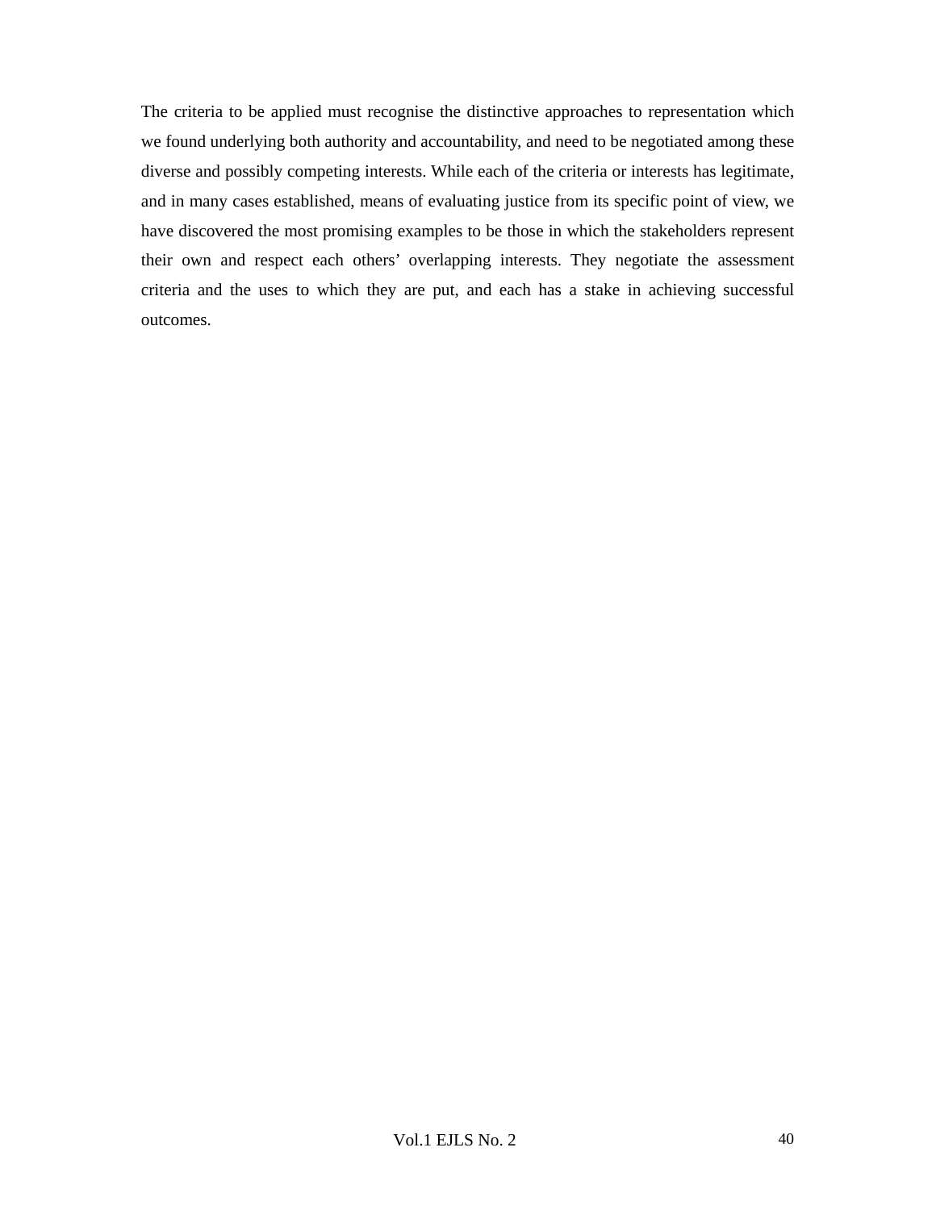The criteria to be applied must recognise the distinctive approaches to representation which we found underlying both authority and accountability, and need to be negotiated among these diverse and possibly competing interests. While each of the criteria or interests has legitimate, and in many cases established, means of evaluating justice from its specific point of view, we have discovered the most promising examples to be those in which the stakeholders represent their own and respect each others' overlapping interests. They negotiate the assessment criteria and the uses to which they are put, and each has a stake in achieving successful outcomes.